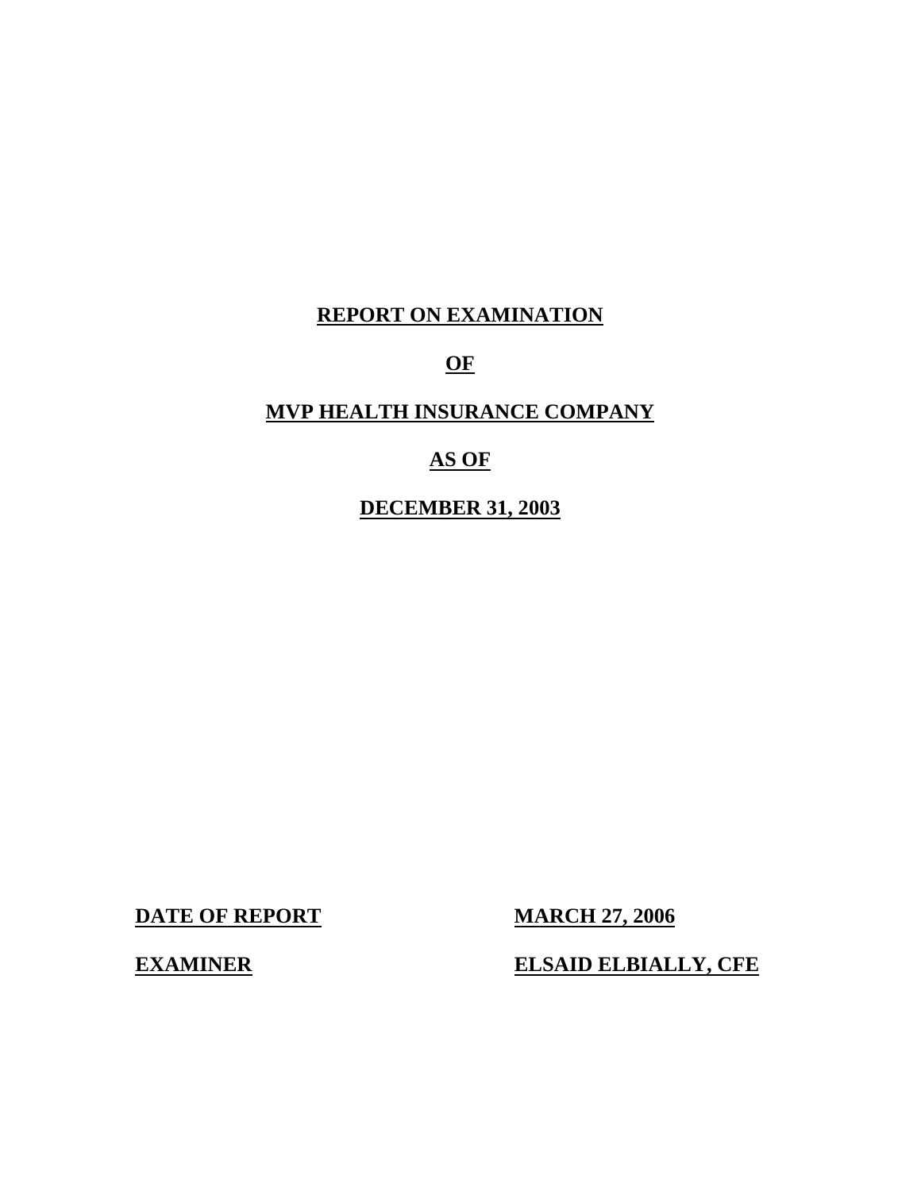# REPORT ON EXAMINATION

# OF

# MVP HEALTH INSURANCE COMPANY

# AS OF

# DECEMBER 31, 2003

| **DATE OF REPORT** | **MARCH 27, 2006** |
|---|---|
| **EXAMINER** | **ELSAID ELBIALLY, CFE** |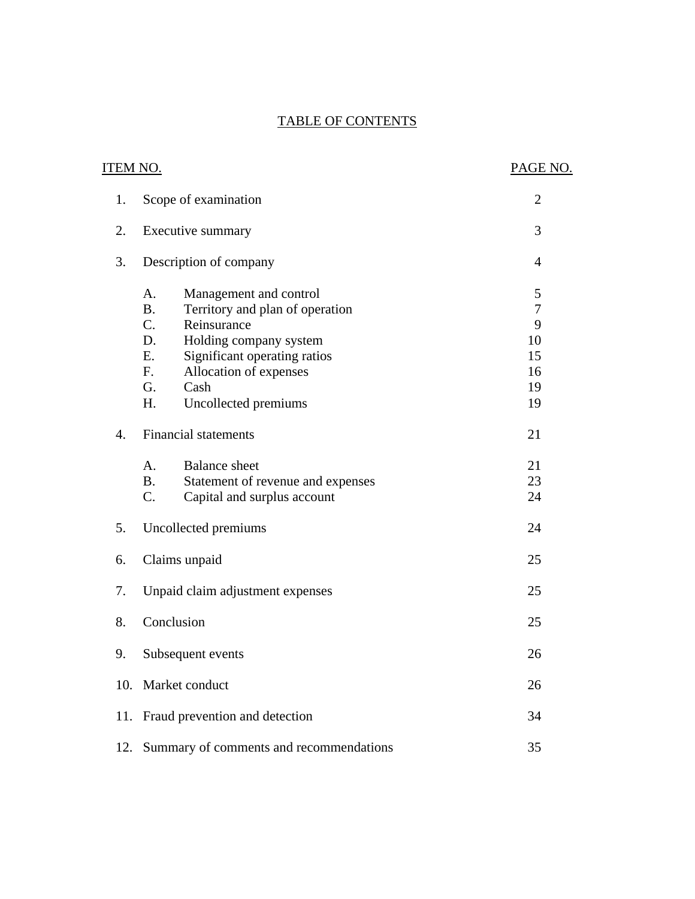# TABLE OF CONTENTS

| ITEM NO. | | | PAGE NO. |
|---|---|---|---|
| 1. | Scope of examination | | 2 |
| 2. | Executive summary | | 3 |
| 3. | Description of company | | 4 |
| | A. | Management and control | 5 |
| | B. | Territory and plan of operation | 7 |
| | C. | Reinsurance | 9 |
| | D. | Holding company system | 10 |
| | E. | Significant operating ratios | 15 |
| | F. | Allocation of expenses | 16 |
| | G. | Cash | 19 |
| | H. | Uncollected premiums | 19 |
| 4. | Financial statements | | 21 |
| | A. | Balance sheet | 21 |
| | B. | Statement of revenue and expenses | 23 |
| | C. | Capital and surplus account | 24 |
| 5. | Uncollected premiums | | 24 |
| 6. | Claims unpaid | | 25 |
| 7. | Unpaid claim adjustment expenses | | 25 |
| 8. | Conclusion | | 25 |
| 9. | Subsequent events | | 26 |
| 10. | Market conduct | | 26 |
| 11. | Fraud prevention and detection | | 34 |
| 12. | Summary of comments and recommendations | | 35 |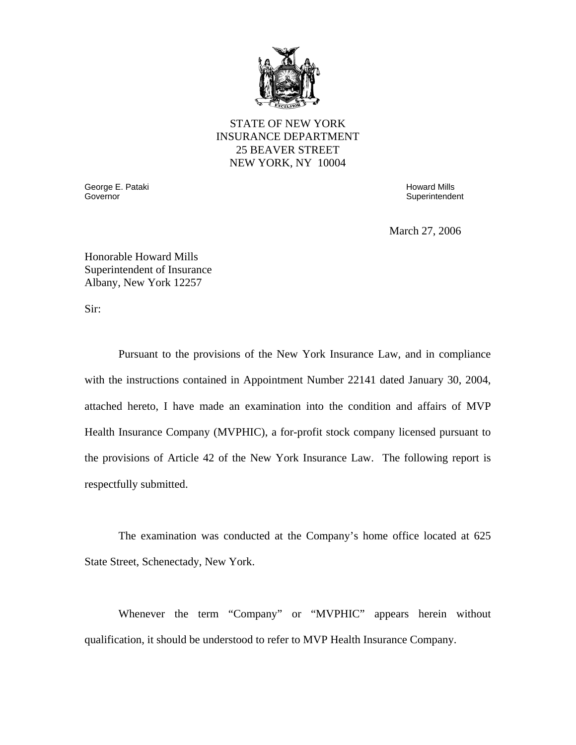STATE OF NEW YORK
INSURANCE DEPARTMENT
25 BEAVER STREET
NEW YORK, NY 10004

George E. Pataki
Governor

Howard Mills
Superintendent

March 27, 2006

Honorable Howard Mills
Superintendent of Insurance
Albany, New York 12257

Sir:

Pursuant to the provisions of the New York Insurance Law, and in compliance with the instructions contained in Appointment Number 22141 dated January 30, 2004, attached hereto, I have made an examination into the condition and affairs of MVP Health Insurance Company (MVPHIC), a for-profit stock company licensed pursuant to the provisions of Article 42 of the New York Insurance Law. The following report is respectfully submitted.

The examination was conducted at the Company's home office located at 625 State Street, Schenectady, New York.

Whenever the term "Company" or "MVPHIC" appears herein without qualification, it should be understood to refer to MVP Health Insurance Company.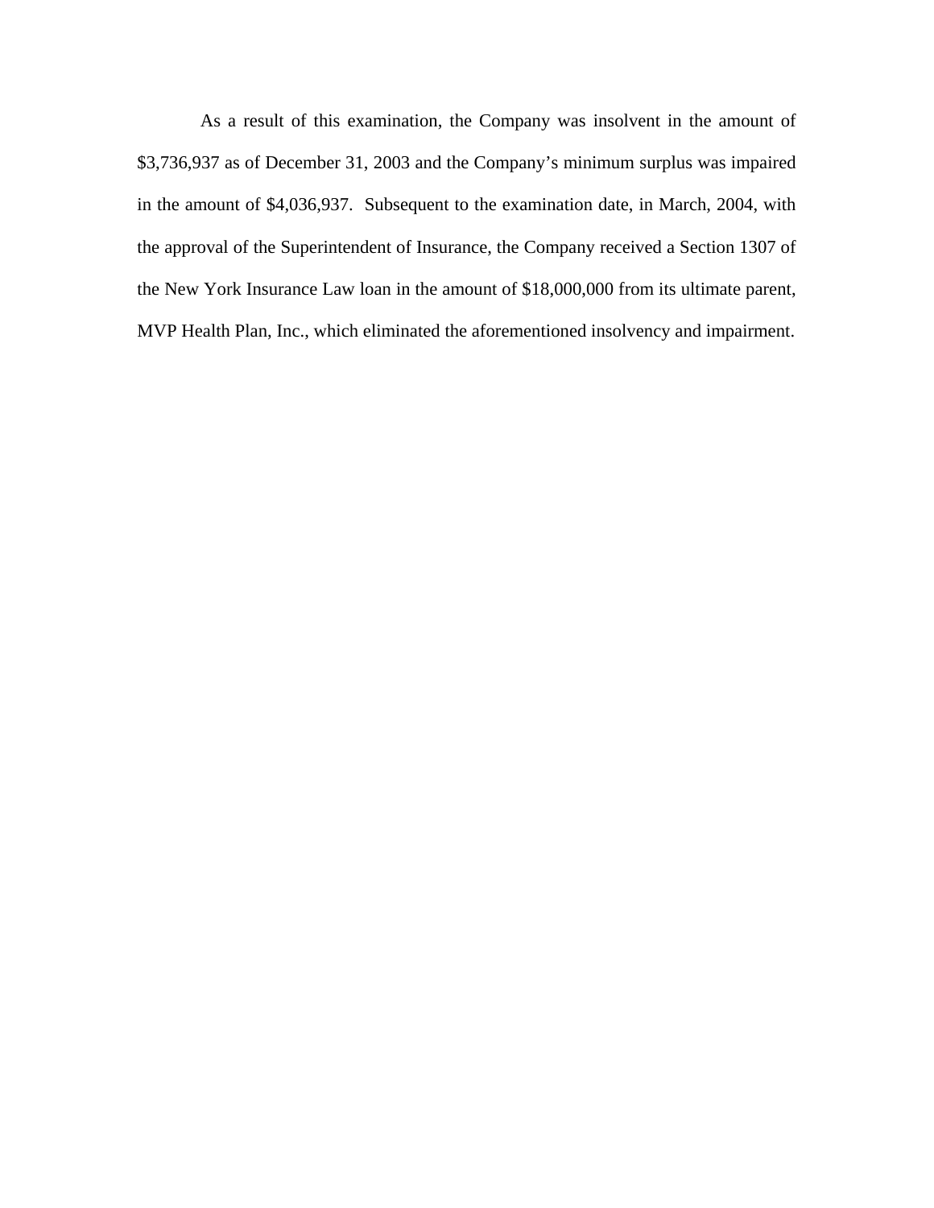As a result of this examination, the Company was insolvent in the amount of $3,736,937 as of December 31, 2003 and the Company's minimum surplus was impaired in the amount of $4,036,937. Subsequent to the examination date, in March, 2004, with the approval of the Superintendent of Insurance, the Company received a Section 1307 of the New York Insurance Law loan in the amount of $18,000,000 from its ultimate parent, MVP Health Plan, Inc., which eliminated the aforementioned insolvency and impairment.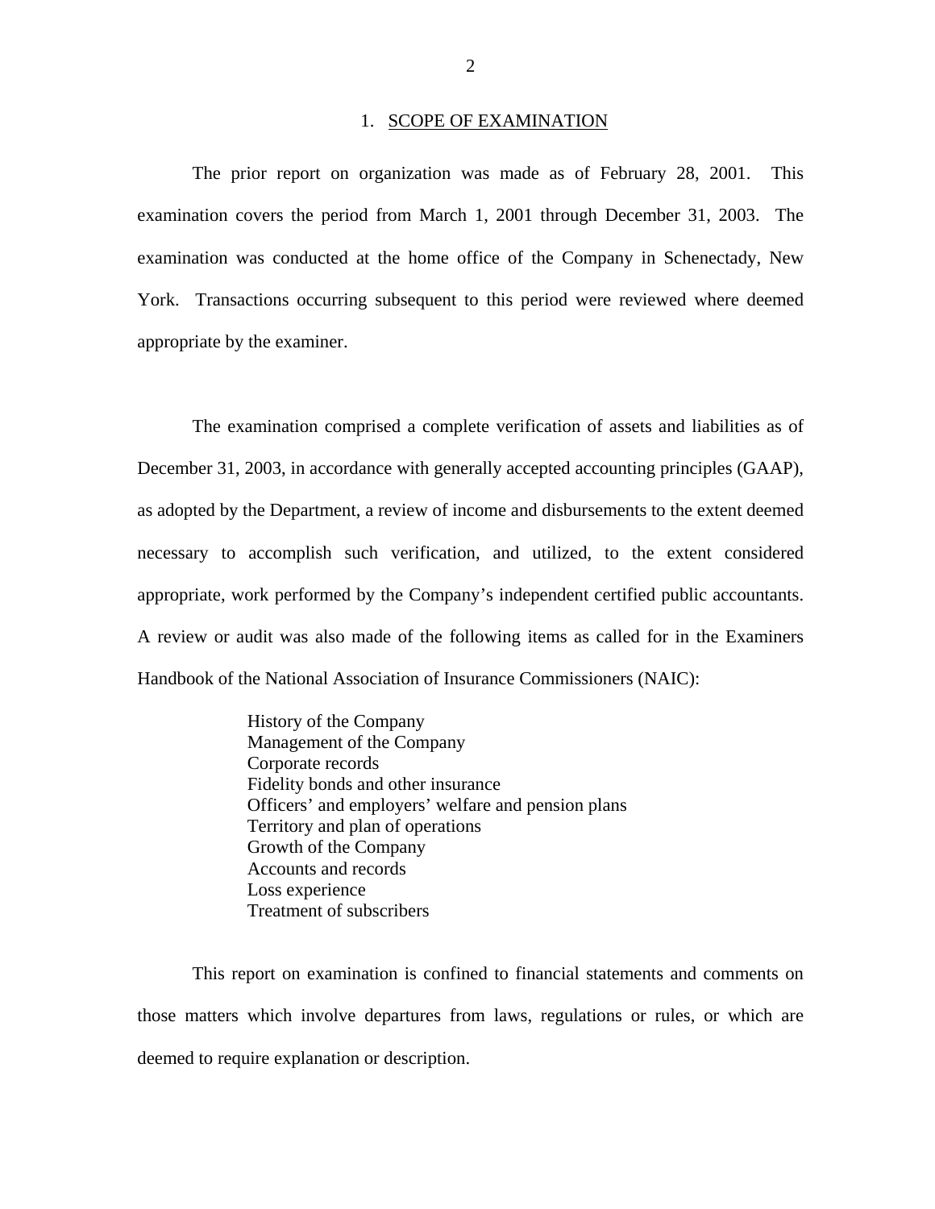## 1. SCOPE OF EXAMINATION

The prior report on organization was made as of February 28, 2001. This examination covers the period from March 1, 2001 through December 31, 2003. The examination was conducted at the home office of the Company in Schenectady, New York. Transactions occurring subsequent to this period were reviewed where deemed appropriate by the examiner.

The examination comprised a complete verification of assets and liabilities as of December 31, 2003, in accordance with generally accepted accounting principles (GAAP), as adopted by the Department, a review of income and disbursements to the extent deemed necessary to accomplish such verification, and utilized, to the extent considered appropriate, work performed by the Company's independent certified public accountants. A review or audit was also made of the following items as called for in the Examiners Handbook of the National Association of Insurance Commissioners (NAIC):

History of the Company
Management of the Company
Corporate records
Fidelity bonds and other insurance
Officers' and employers' welfare and pension plans
Territory and plan of operations
Growth of the Company
Accounts and records
Loss experience
Treatment of subscribers

This report on examination is confined to financial statements and comments on those matters which involve departures from laws, regulations or rules, or which are deemed to require explanation or description.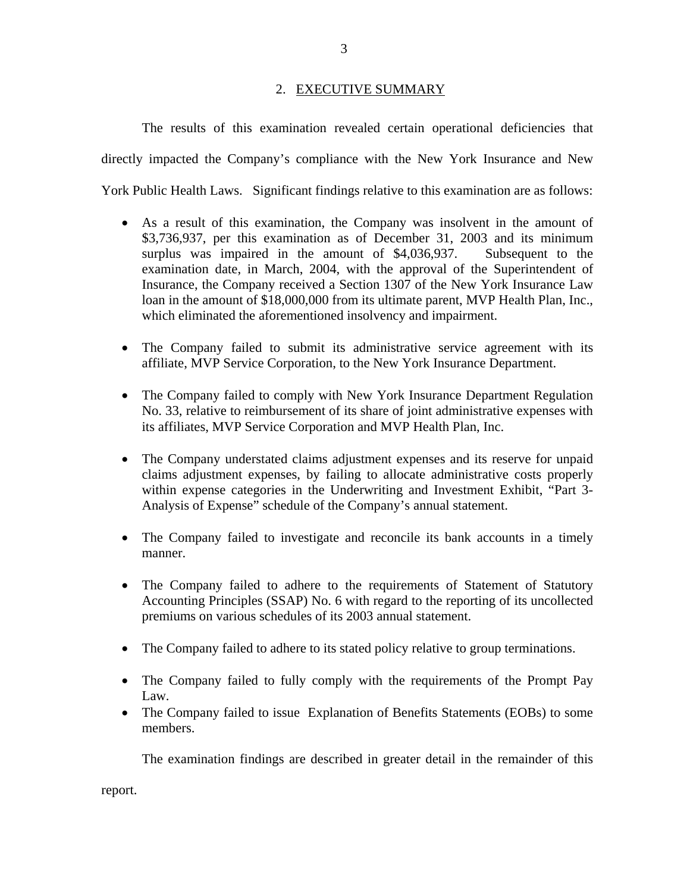## 2. EXECUTIVE SUMMARY

The results of this examination revealed certain operational deficiencies that directly impacted the Company's compliance with the New York Insurance and New York Public Health Laws. Significant findings relative to this examination are as follows:

- As a result of this examination, the Company was insolvent in the amount of $3,736,937, per this examination as of December 31, 2003 and its minimum surplus was impaired in the amount of $4,036,937. Subsequent to the examination date, in March, 2004, with the approval of the Superintendent of Insurance, the Company received a Section 1307 of the New York Insurance Law loan in the amount of $18,000,000 from its ultimate parent, MVP Health Plan, Inc., which eliminated the aforementioned insolvency and impairment.

- The Company failed to submit its administrative service agreement with its affiliate, MVP Service Corporation, to the New York Insurance Department.

- The Company failed to comply with New York Insurance Department Regulation No. 33, relative to reimbursement of its share of joint administrative expenses with its affiliates, MVP Service Corporation and MVP Health Plan, Inc.

- The Company understated claims adjustment expenses and its reserve for unpaid claims adjustment expenses, by failing to allocate administrative costs properly within expense categories in the Underwriting and Investment Exhibit, "Part 3-Analysis of Expense" schedule of the Company's annual statement.

- The Company failed to investigate and reconcile its bank accounts in a timely manner.

- The Company failed to adhere to the requirements of Statement of Statutory Accounting Principles (SSAP) No. 6 with regard to the reporting of its uncollected premiums on various schedules of its 2003 annual statement.

- The Company failed to adhere to its stated policy relative to group terminations.

- The Company failed to fully comply with the requirements of the Prompt Pay Law.
- The Company failed to issue Explanation of Benefits Statements (EOBs) to some members.

The examination findings are described in greater detail in the remainder of this report.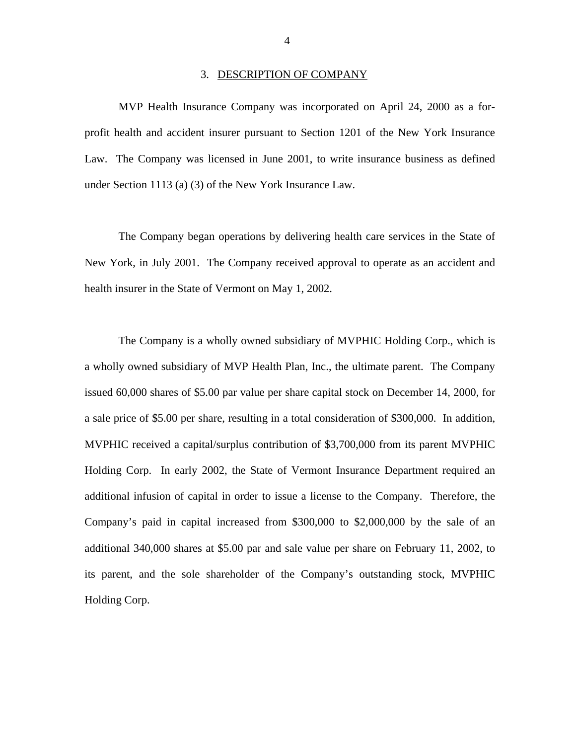## 3. DESCRIPTION OF COMPANY

MVP Health Insurance Company was incorporated on April 24, 2000 as a for-profit health and accident insurer pursuant to Section 1201 of the New York Insurance Law. The Company was licensed in June 2001, to write insurance business as defined under Section 1113 (a) (3) of the New York Insurance Law.

The Company began operations by delivering health care services in the State of New York, in July 2001. The Company received approval to operate as an accident and health insurer in the State of Vermont on May 1, 2002.

The Company is a wholly owned subsidiary of MVPHIC Holding Corp., which is a wholly owned subsidiary of MVP Health Plan, Inc., the ultimate parent. The Company issued 60,000 shares of $5.00 par value per share capital stock on December 14, 2000, for a sale price of $5.00 per share, resulting in a total consideration of $300,000. In addition, MVPHIC received a capital/surplus contribution of $3,700,000 from its parent MVPHIC Holding Corp. In early 2002, the State of Vermont Insurance Department required an additional infusion of capital in order to issue a license to the Company. Therefore, the Company's paid in capital increased from $300,000 to $2,000,000 by the sale of an additional 340,000 shares at $5.00 par and sale value per share on February 11, 2002, to its parent, and the sole shareholder of the Company's outstanding stock, MVPHIC Holding Corp.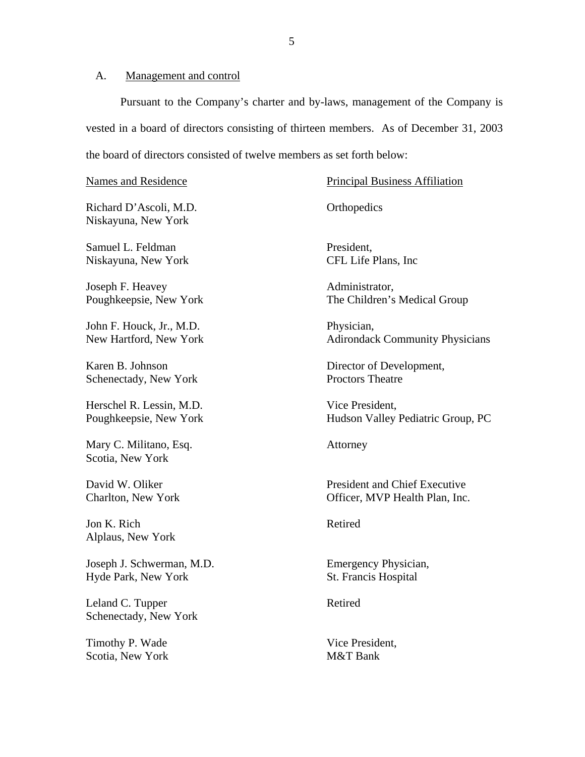## A. Management and control

Pursuant to the Company's charter and by-laws, management of the Company is vested in a board of directors consisting of thirteen members. As of December 31, 2003 the board of directors consisted of twelve members as set forth below:

| Names and Residence | Principal Business Affiliation |
|---|---|
| Richard D'Ascoli, M.D.<br>Niskayuna, New York | Orthopedics |
| Samuel L. Feldman<br>Niskayuna, New York | President,<br>CFL Life Plans, Inc |
| Joseph F. Heavey<br>Poughkeepsie, New York | Administrator,<br>The Children's Medical Group |
| John F. Houck, Jr., M.D.<br>New Hartford, New York | Physician,<br>Adirondack Community Physicians |
| Karen B. Johnson<br>Schenectady, New York | Director of Development,<br>Proctors Theatre |
| Herschel R. Lessin, M.D.<br>Poughkeepsie, New York | Vice President,<br>Hudson Valley Pediatric Group, PC |
| Mary C. Militano, Esq.<br>Scotia, New York | Attorney |
| David W. Oliker<br>Charlton, New York | President and Chief Executive Officer, MVP Health Plan, Inc. |
| Jon K. Rich<br>Alplaus, New York | Retired |
| Joseph J. Schwerman, M.D.<br>Hyde Park, New York | Emergency Physician,<br>St. Francis Hospital |
| Leland C. Tupper<br>Schenectady, New York | Retired |
| Timothy P. Wade<br>Scotia, New York | Vice President,<br>M&T Bank |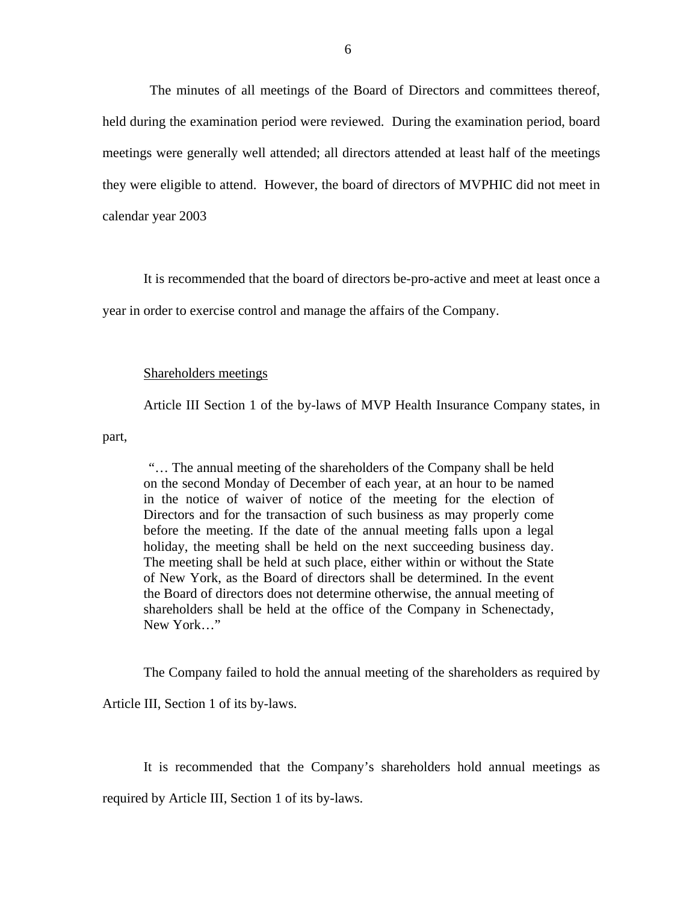The minutes of all meetings of the Board of Directors and committees thereof, held during the examination period were reviewed. During the examination period, board meetings were generally well attended; all directors attended at least half of the meetings they were eligible to attend. However, the board of directors of MVPHIC did not meet in calendar year 2003

It is recommended that the board of directors be-pro-active and meet at least once a year in order to exercise control and manage the affairs of the Company.

Shareholders meetings

Article III Section 1 of the by-laws of MVP Health Insurance Company states, in part,

> "… The annual meeting of the shareholders of the Company shall be held on the second Monday of December of each year, at an hour to be named in the notice of waiver of notice of the meeting for the election of Directors and for the transaction of such business as may properly come before the meeting. If the date of the annual meeting falls upon a legal holiday, the meeting shall be held on the next succeeding business day. The meeting shall be held at such place, either within or without the State of New York, as the Board of directors shall be determined. In the event the Board of directors does not determine otherwise, the annual meeting of shareholders shall be held at the office of the Company in Schenectady, New York…"

The Company failed to hold the annual meeting of the shareholders as required by Article III, Section 1 of its by-laws.

It is recommended that the Company's shareholders hold annual meetings as required by Article III, Section 1 of its by-laws.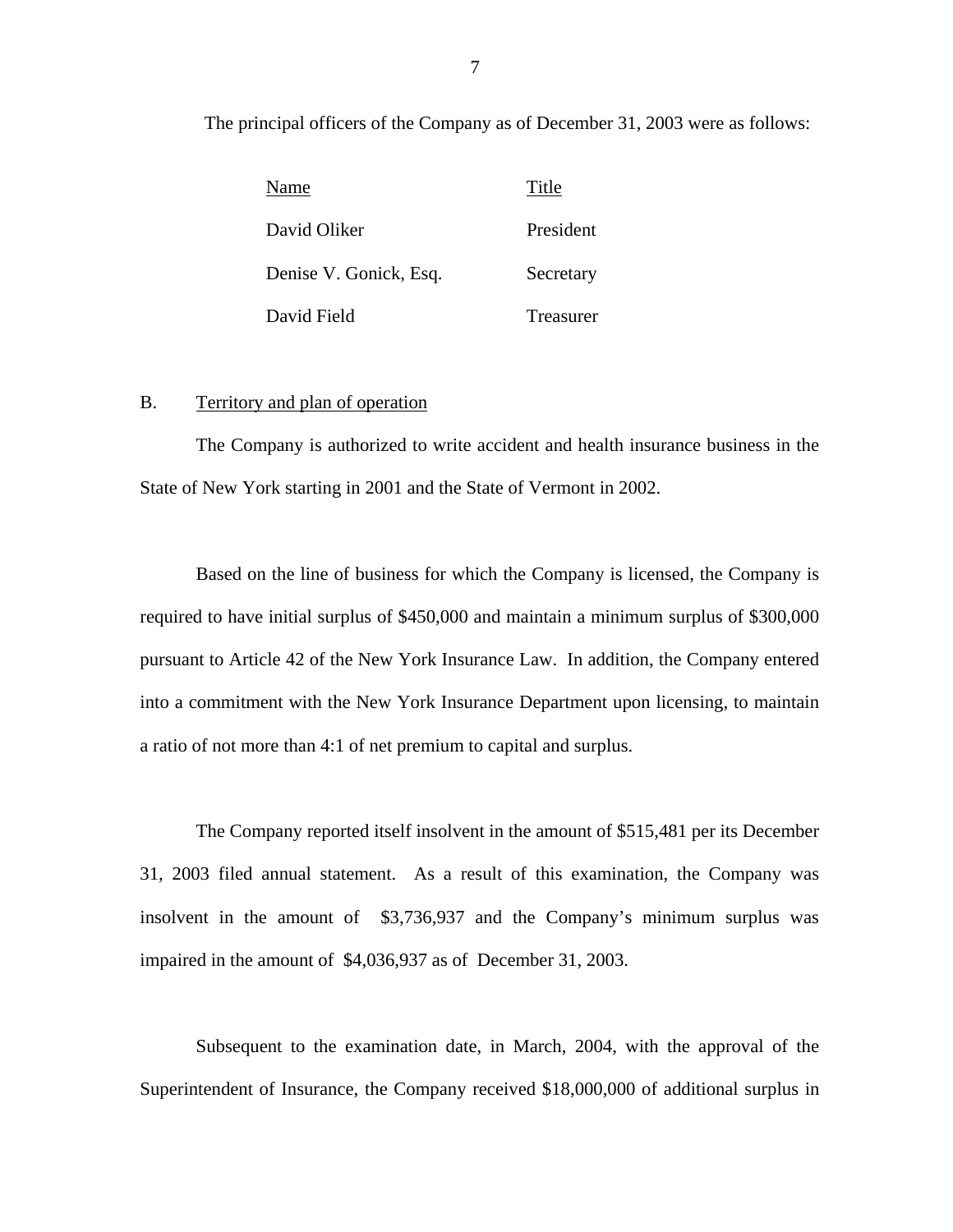The principal officers of the Company as of December 31, 2003 were as follows:

| Name | Title |
|---|---|
| David Oliker | President |
| Denise V. Gonick, Esq. | Secretary |
| David Field | Treasurer |

B. Territory and plan of operation

The Company is authorized to write accident and health insurance business in the State of New York starting in 2001 and the State of Vermont in 2002.

Based on the line of business for which the Company is licensed, the Company is required to have initial surplus of $450,000 and maintain a minimum surplus of $300,000 pursuant to Article 42 of the New York Insurance Law. In addition, the Company entered into a commitment with the New York Insurance Department upon licensing, to maintain a ratio of not more than 4:1 of net premium to capital and surplus.

The Company reported itself insolvent in the amount of $515,481 per its December 31, 2003 filed annual statement. As a result of this examination, the Company was insolvent in the amount of $3,736,937 and the Company's minimum surplus was impaired in the amount of $4,036,937 as of December 31, 2003.

Subsequent to the examination date, in March, 2004, with the approval of the Superintendent of Insurance, the Company received $18,000,000 of additional surplus in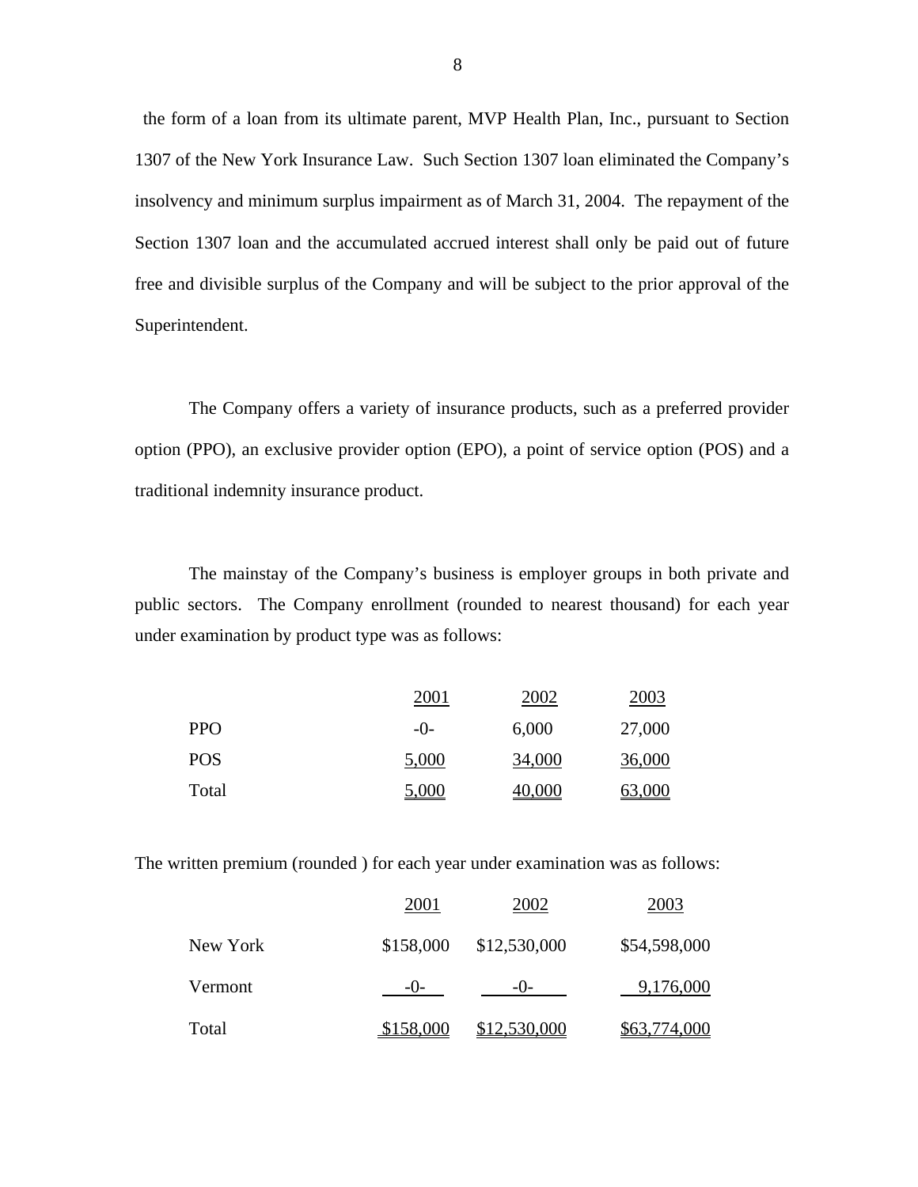the form of a loan from its ultimate parent, MVP Health Plan, Inc., pursuant to Section 1307 of the New York Insurance Law. Such Section 1307 loan eliminated the Company's insolvency and minimum surplus impairment as of March 31, 2004. The repayment of the Section 1307 loan and the accumulated accrued interest shall only be paid out of future free and divisible surplus of the Company and will be subject to the prior approval of the Superintendent.

The Company offers a variety of insurance products, such as a preferred provider option (PPO), an exclusive provider option (EPO), a point of service option (POS) and a traditional indemnity insurance product.

The mainstay of the Company's business is employer groups in both private and public sectors. The Company enrollment (rounded to nearest thousand) for each year under examination by product type was as follows:

| | 2001 | 2002 | 2003 |
|---|---|---|---|
| PPO | -0- | 6,000 | 27,000 |
| POS | 5,000 | 34,000 | 36,000 |
| Total | 5,000 | 40,000 | 63,000 |

The written premium (rounded ) for each year under examination was as follows:

| | 2001 | 2002 | 2003 |
|---|---|---|---|
| New York | $158,000 | $12,530,000 | $54,598,000 |
| Vermont | -0- | -0- | 9,176,000 |
| Total | $158,000 | $12,530,000 | $63,774,000 |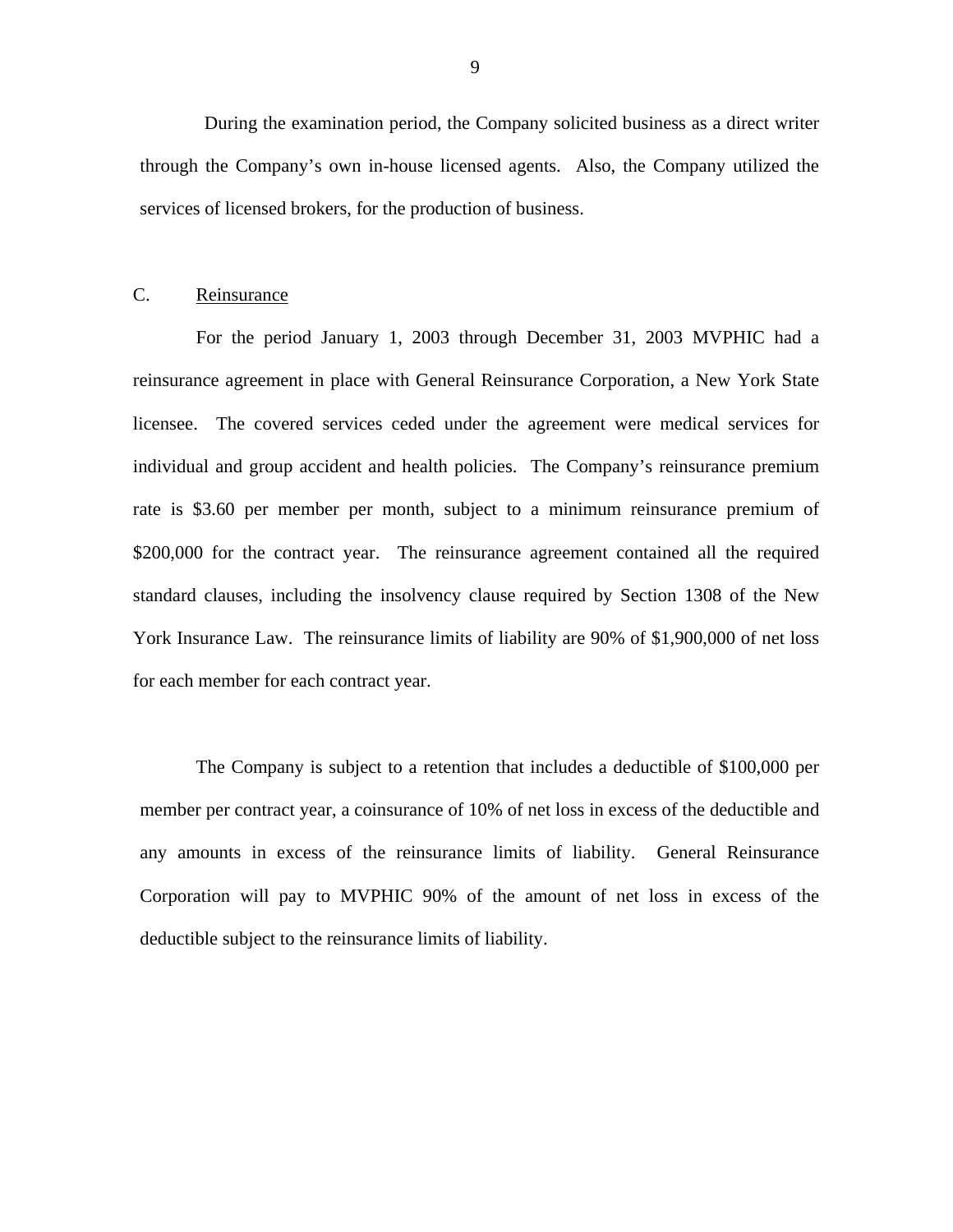During the examination period, the Company solicited business as a direct writer through the Company's own in-house licensed agents. Also, the Company utilized the services of licensed brokers, for the production of business.

## C. Reinsurance

For the period January 1, 2003 through December 31, 2003 MVPHIC had a reinsurance agreement in place with General Reinsurance Corporation, a New York State licensee. The covered services ceded under the agreement were medical services for individual and group accident and health policies. The Company's reinsurance premium rate is $3.60 per member per month, subject to a minimum reinsurance premium of $200,000 for the contract year. The reinsurance agreement contained all the required standard clauses, including the insolvency clause required by Section 1308 of the New York Insurance Law. The reinsurance limits of liability are 90% of $1,900,000 of net loss for each member for each contract year.

The Company is subject to a retention that includes a deductible of $100,000 per member per contract year, a coinsurance of 10% of net loss in excess of the deductible and any amounts in excess of the reinsurance limits of liability. General Reinsurance Corporation will pay to MVPHIC 90% of the amount of net loss in excess of the deductible subject to the reinsurance limits of liability.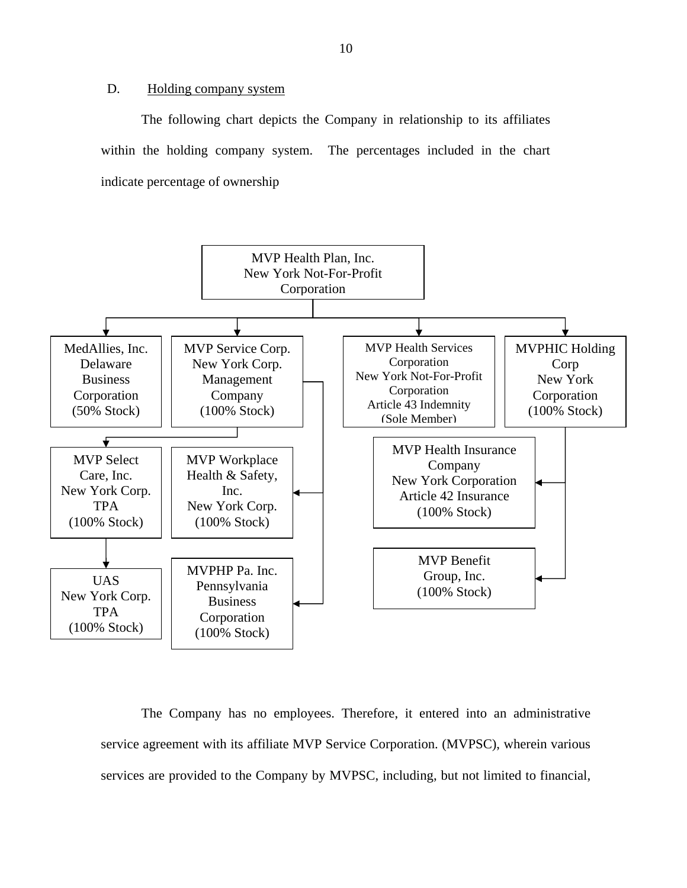D. Holding company system

The following chart depicts the Company in relationship to its affiliates within the holding company system. The percentages included in the chart indicate percentage of ownership

- **MVP Health Plan, Inc.** New York Not-For-Profit Corporation
  - **MedAllies, Inc.** Delaware Business Corporation (50% Stock)
  - **MVP Service Corp.** New York Corp. Management Company (100% Stock)
    - **MVP Select Care, Inc.** New York Corp. TPA (100% Stock)
      - **UAS** New York Corp. TPA (100% Stock)
    - **MVP Workplace Health & Safety, Inc.** New York Corp. (100% Stock)
    - **MVPHP Pa. Inc.** Pennsylvania Business Corporation (100% Stock)
  - **MVP Health Services Corporation** New York Not-For-Profit Corporation Article 43 Indemnity (Sole Member)
  - **MVPHIC Holding Corp** New York Corporation (100% Stock)
    - **MVP Health Insurance Company** New York Corporation Article 42 Insurance (100% Stock)
    - **MVP Benefit Group, Inc.** (100% Stock)

The Company has no employees. Therefore, it entered into an administrative service agreement with its affiliate MVP Service Corporation. (MVPSC), wherein various services are provided to the Company by MVPSC, including, but not limited to financial,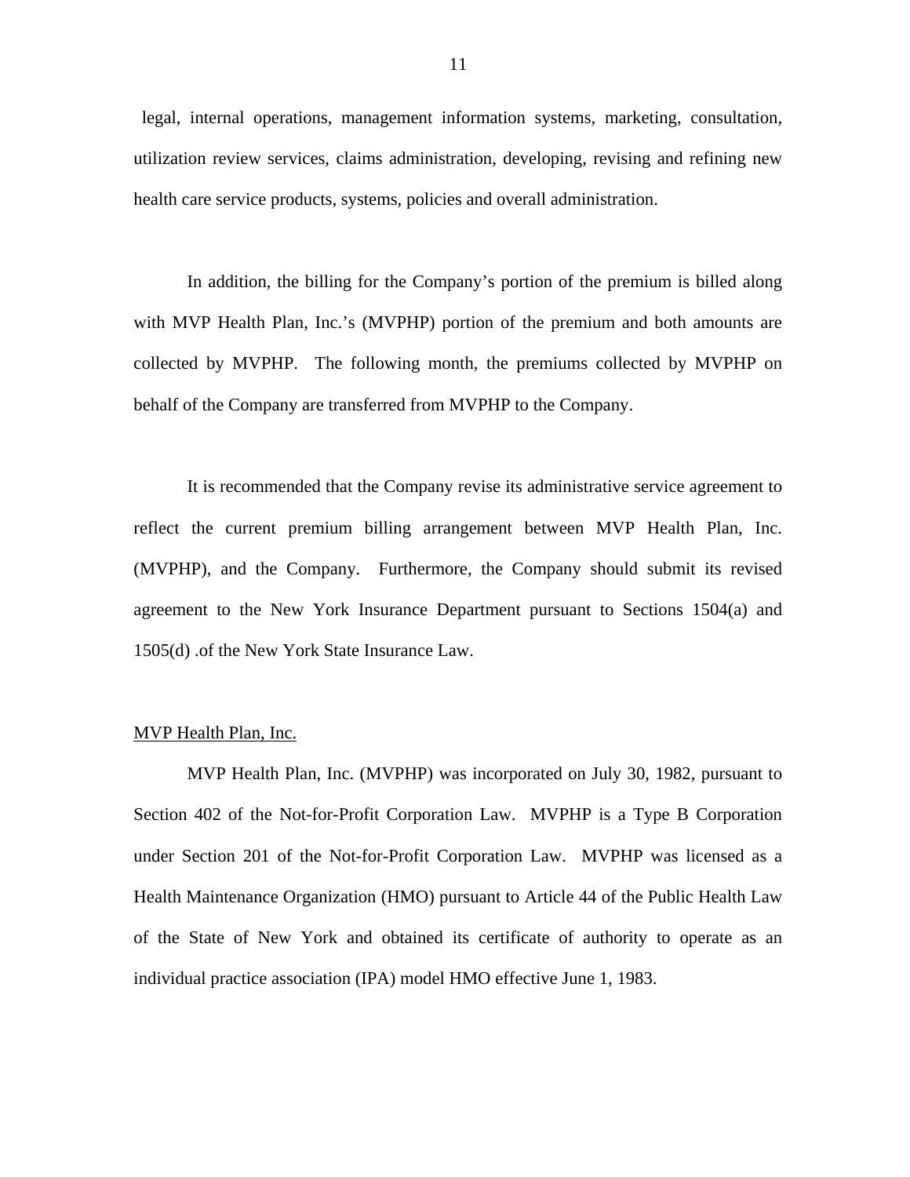legal, internal operations, management information systems, marketing, consultation, utilization review services, claims administration, developing, revising and refining new health care service products, systems, policies and overall administration.

In addition, the billing for the Company's portion of the premium is billed along with MVP Health Plan, Inc.'s (MVPHP) portion of the premium and both amounts are collected by MVPHP. The following month, the premiums collected by MVPHP on behalf of the Company are transferred from MVPHP to the Company.

It is recommended that the Company revise its administrative service agreement to reflect the current premium billing arrangement between MVP Health Plan, Inc. (MVPHP), and the Company. Furthermore, the Company should submit its revised agreement to the New York Insurance Department pursuant to Sections 1504(a) and 1505(d) .of the New York State Insurance Law.

<u>MVP Health Plan, Inc.</u>

MVP Health Plan, Inc. (MVPHP) was incorporated on July 30, 1982, pursuant to Section 402 of the Not-for-Profit Corporation Law. MVPHP is a Type B Corporation under Section 201 of the Not-for-Profit Corporation Law. MVPHP was licensed as a Health Maintenance Organization (HMO) pursuant to Article 44 of the Public Health Law of the State of New York and obtained its certificate of authority to operate as an individual practice association (IPA) model HMO effective June 1, 1983.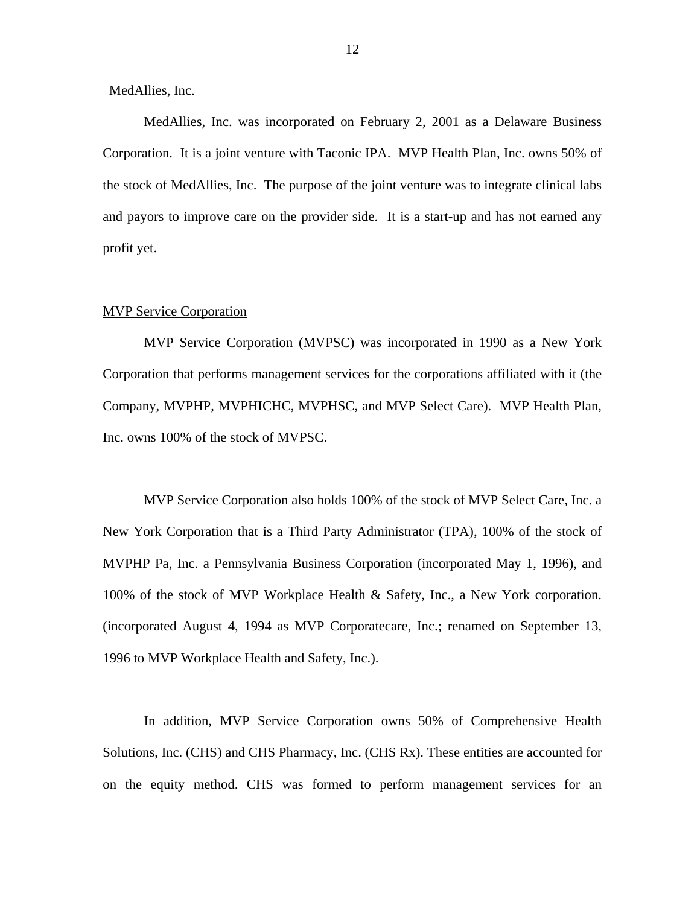MedAllies, Inc.

MedAllies, Inc. was incorporated on February 2, 2001 as a Delaware Business Corporation. It is a joint venture with Taconic IPA. MVP Health Plan, Inc. owns 50% of the stock of MedAllies, Inc. The purpose of the joint venture was to integrate clinical labs and payors to improve care on the provider side. It is a start-up and has not earned any profit yet.

MVP Service Corporation

MVP Service Corporation (MVPSC) was incorporated in 1990 as a New York Corporation that performs management services for the corporations affiliated with it (the Company, MVPHP, MVPHICHC, MVPHSC, and MVP Select Care). MVP Health Plan, Inc. owns 100% of the stock of MVPSC.

MVP Service Corporation also holds 100% of the stock of MVP Select Care, Inc. a New York Corporation that is a Third Party Administrator (TPA), 100% of the stock of MVPHP Pa, Inc. a Pennsylvania Business Corporation (incorporated May 1, 1996), and 100% of the stock of MVP Workplace Health & Safety, Inc., a New York corporation. (incorporated August 4, 1994 as MVP Corporatecare, Inc.; renamed on September 13, 1996 to MVP Workplace Health and Safety, Inc.).

In addition, MVP Service Corporation owns 50% of Comprehensive Health Solutions, Inc. (CHS) and CHS Pharmacy, Inc. (CHS Rx). These entities are accounted for on the equity method. CHS was formed to perform management services for an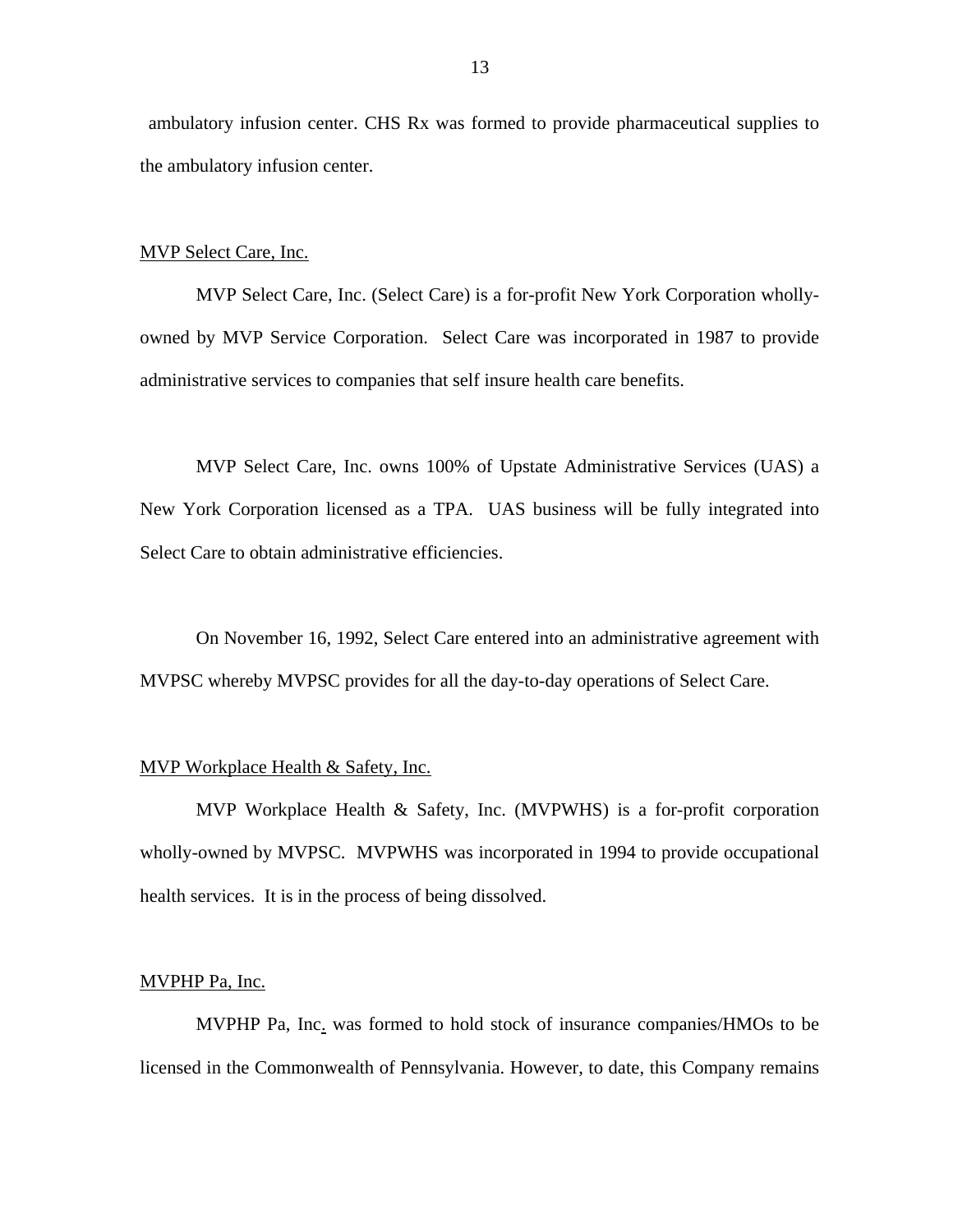ambulatory infusion center. CHS Rx was formed to provide pharmaceutical supplies to the ambulatory infusion center.

MVP Select Care, Inc.

MVP Select Care, Inc. (Select Care) is a for-profit New York Corporation wholly-owned by MVP Service Corporation. Select Care was incorporated in 1987 to provide administrative services to companies that self insure health care benefits.

MVP Select Care, Inc. owns 100% of Upstate Administrative Services (UAS) a New York Corporation licensed as a TPA. UAS business will be fully integrated into Select Care to obtain administrative efficiencies.

On November 16, 1992, Select Care entered into an administrative agreement with MVPSC whereby MVPSC provides for all the day-to-day operations of Select Care.

MVP Workplace Health & Safety, Inc.

MVP Workplace Health & Safety, Inc. (MVPWHS) is a for-profit corporation wholly-owned by MVPSC. MVPWHS was incorporated in 1994 to provide occupational health services. It is in the process of being dissolved.

MVPHP Pa, Inc.

MVPHP Pa, Inc. was formed to hold stock of insurance companies/HMOs to be licensed in the Commonwealth of Pennsylvania. However, to date, this Company remains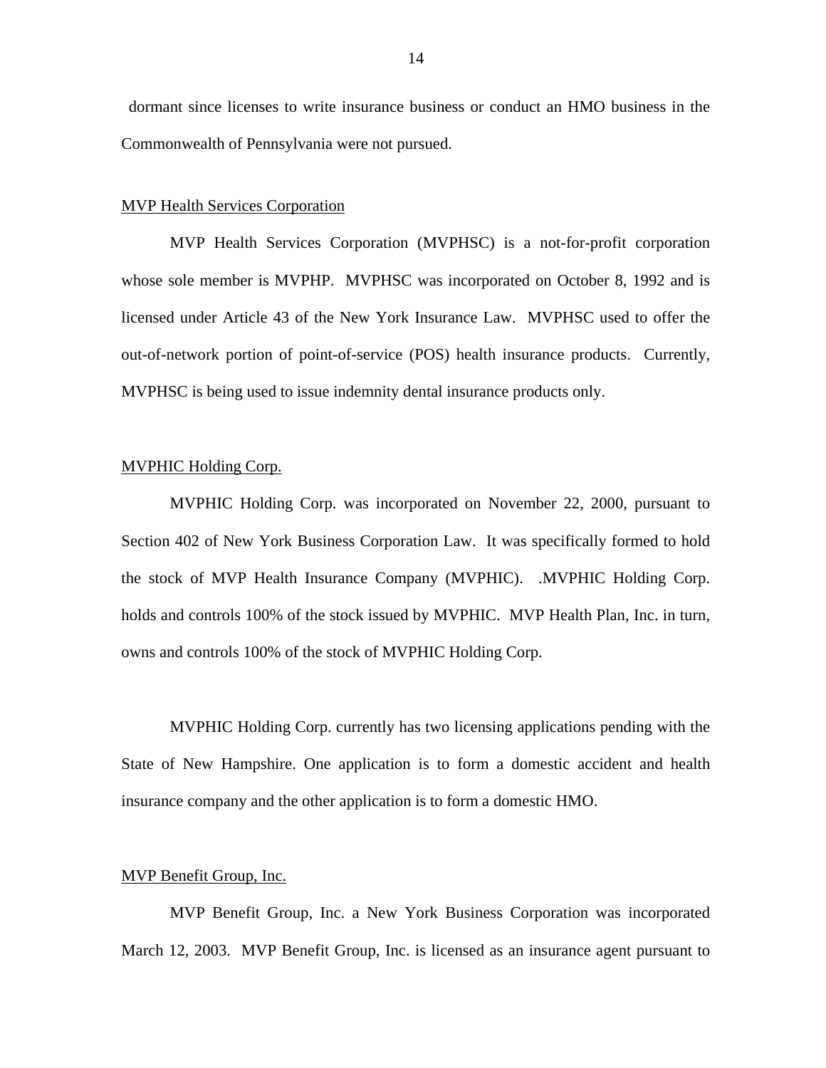dormant since licenses to write insurance business or conduct an HMO business in the Commonwealth of Pennsylvania were not pursued.

<u>MVP Health Services Corporation</u>

MVP Health Services Corporation (MVPHSC) is a not-for-profit corporation whose sole member is MVPHP. MVPHSC was incorporated on October 8, 1992 and is licensed under Article 43 of the New York Insurance Law. MVPHSC used to offer the out-of-network portion of point-of-service (POS) health insurance products. Currently, MVPHSC is being used to issue indemnity dental insurance products only.

<u>MVPHIC Holding Corp.</u>

MVPHIC Holding Corp. was incorporated on November 22, 2000, pursuant to Section 402 of New York Business Corporation Law. It was specifically formed to hold the stock of MVP Health Insurance Company (MVPHIC). .MVPHIC Holding Corp. holds and controls 100% of the stock issued by MVPHIC. MVP Health Plan, Inc. in turn, owns and controls 100% of the stock of MVPHIC Holding Corp.

MVPHIC Holding Corp. currently has two licensing applications pending with the State of New Hampshire. One application is to form a domestic accident and health insurance company and the other application is to form a domestic HMO.

<u>MVP Benefit Group, Inc.</u>

MVP Benefit Group, Inc. a New York Business Corporation was incorporated March 12, 2003. MVP Benefit Group, Inc. is licensed as an insurance agent pursuant to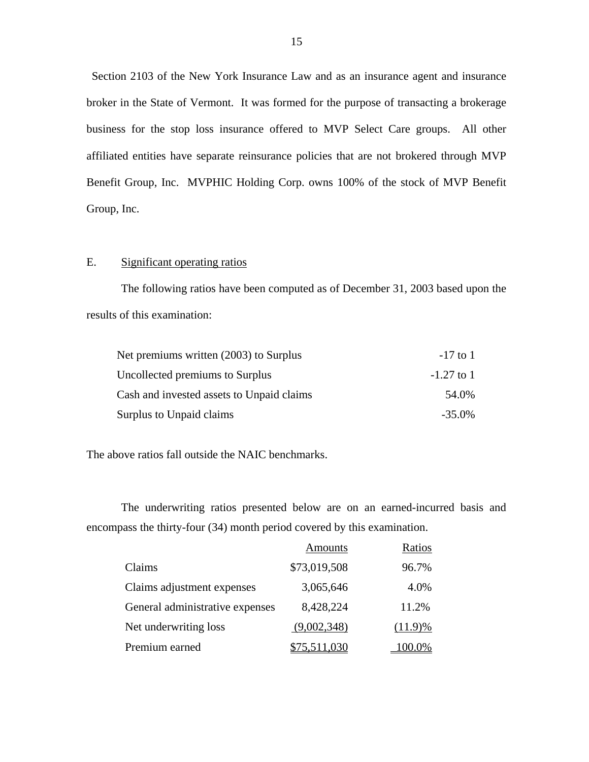Section 2103 of the New York Insurance Law and as an insurance agent and insurance broker in the State of Vermont. It was formed for the purpose of transacting a brokerage business for the stop loss insurance offered to MVP Select Care groups. All other affiliated entities have separate reinsurance policies that are not brokered through MVP Benefit Group, Inc. MVPHIC Holding Corp. owns 100% of the stock of MVP Benefit Group, Inc.

E. Significant operating ratios

The following ratios have been computed as of December 31, 2003 based upon the results of this examination:

| | |
|---|---|
| Net premiums written (2003) to Surplus | -17 to 1 |
| Uncollected premiums to Surplus | -1.27 to 1 |
| Cash and invested assets to Unpaid claims | 54.0% |
| Surplus to Unpaid claims | -35.0% |

The above ratios fall outside the NAIC benchmarks.

The underwriting ratios presented below are on an earned-incurred basis and encompass the thirty-four (34) month period covered by this examination.

| | Amounts | Ratios |
|---|---|---|
| Claims | $73,019,508 | 96.7% |
| Claims adjustment expenses | 3,065,646 | 4.0% |
| General administrative expenses | 8,428,224 | 11.2% |
| Net underwriting loss | (9,002,348) | (11.9)% |
| Premium earned | $75,511,030 | 100.0% |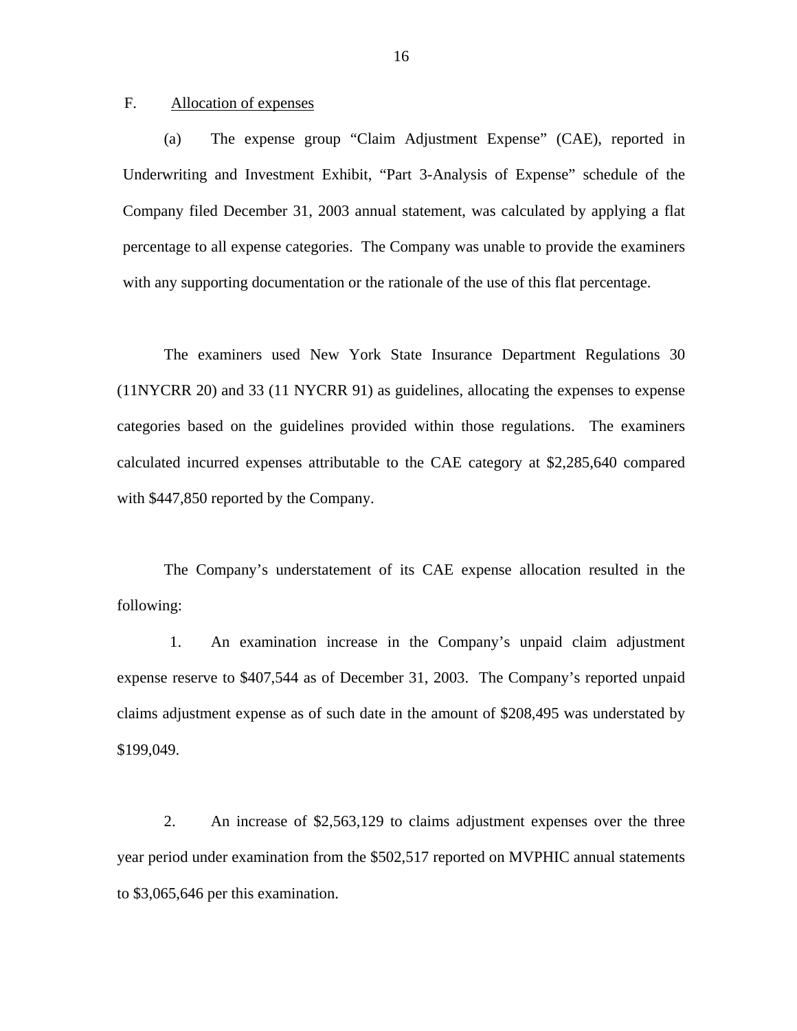F. Allocation of expenses

(a) The expense group "Claim Adjustment Expense" (CAE), reported in Underwriting and Investment Exhibit, "Part 3-Analysis of Expense" schedule of the Company filed December 31, 2003 annual statement, was calculated by applying a flat percentage to all expense categories. The Company was unable to provide the examiners with any supporting documentation or the rationale of the use of this flat percentage.

The examiners used New York State Insurance Department Regulations 30 (11NYCRR 20) and 33 (11 NYCRR 91) as guidelines, allocating the expenses to expense categories based on the guidelines provided within those regulations. The examiners calculated incurred expenses attributable to the CAE category at $2,285,640 compared with $447,850 reported by the Company.

The Company's understatement of its CAE expense allocation resulted in the following:

1. An examination increase in the Company's unpaid claim adjustment expense reserve to $407,544 as of December 31, 2003. The Company's reported unpaid claims adjustment expense as of such date in the amount of $208,495 was understated by $199,049.

2. An increase of $2,563,129 to claims adjustment expenses over the three year period under examination from the $502,517 reported on MVPHIC annual statements to $3,065,646 per this examination.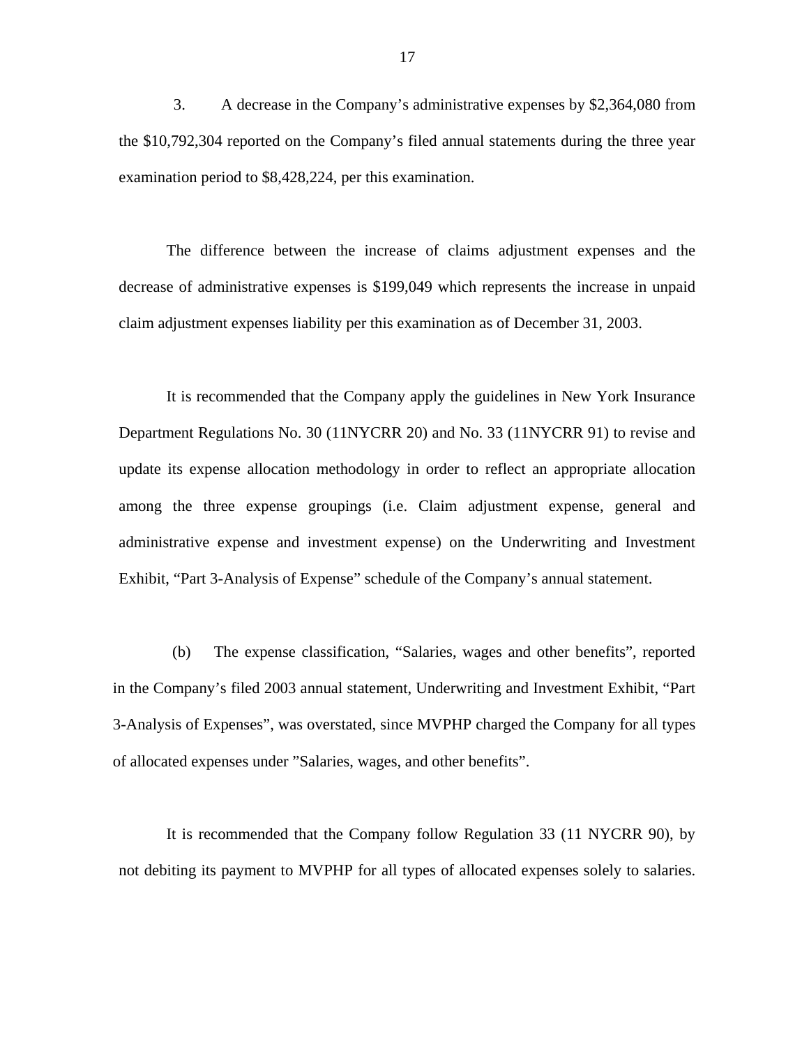3. A decrease in the Company's administrative expenses by $2,364,080 from the $10,792,304 reported on the Company's filed annual statements during the three year examination period to $8,428,224, per this examination.

The difference between the increase of claims adjustment expenses and the decrease of administrative expenses is $199,049 which represents the increase in unpaid claim adjustment expenses liability per this examination as of December 31, 2003.

It is recommended that the Company apply the guidelines in New York Insurance Department Regulations No. 30 (11NYCRR 20) and No. 33 (11NYCRR 91) to revise and update its expense allocation methodology in order to reflect an appropriate allocation among the three expense groupings (i.e. Claim adjustment expense, general and administrative expense and investment expense) on the Underwriting and Investment Exhibit, "Part 3-Analysis of Expense" schedule of the Company's annual statement.

(b) The expense classification, "Salaries, wages and other benefits", reported in the Company's filed 2003 annual statement, Underwriting and Investment Exhibit, "Part 3-Analysis of Expenses", was overstated, since MVPHP charged the Company for all types of allocated expenses under "Salaries, wages, and other benefits".

It is recommended that the Company follow Regulation 33 (11 NYCRR 90), by not debiting its payment to MVPHP for all types of allocated expenses solely to salaries.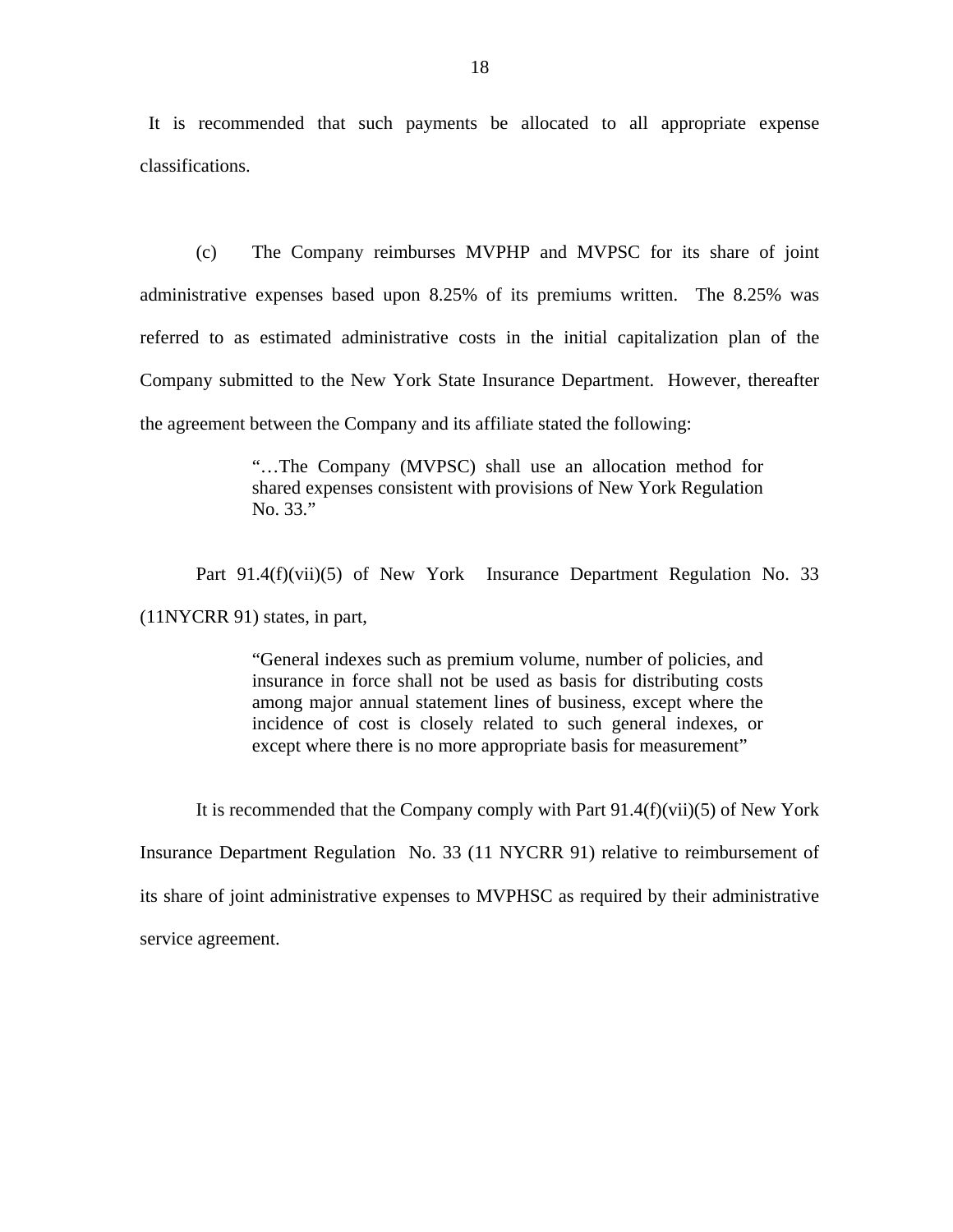It is recommended that such payments be allocated to all appropriate expense classifications.

(c) The Company reimburses MVPHP and MVPSC for its share of joint administrative expenses based upon 8.25% of its premiums written. The 8.25% was referred to as estimated administrative costs in the initial capitalization plan of the Company submitted to the New York State Insurance Department. However, thereafter the agreement between the Company and its affiliate stated the following:

> "…The Company (MVPSC) shall use an allocation method for shared expenses consistent with provisions of New York Regulation No. 33."

Part 91.4(f)(vii)(5) of New York Insurance Department Regulation No. 33 (11NYCRR 91) states, in part,

> "General indexes such as premium volume, number of policies, and insurance in force shall not be used as basis for distributing costs among major annual statement lines of business, except where the incidence of cost is closely related to such general indexes, or except where there is no more appropriate basis for measurement"

It is recommended that the Company comply with Part 91.4(f)(vii)(5) of New York Insurance Department Regulation No. 33 (11 NYCRR 91) relative to reimbursement of its share of joint administrative expenses to MVPHSC as required by their administrative service agreement.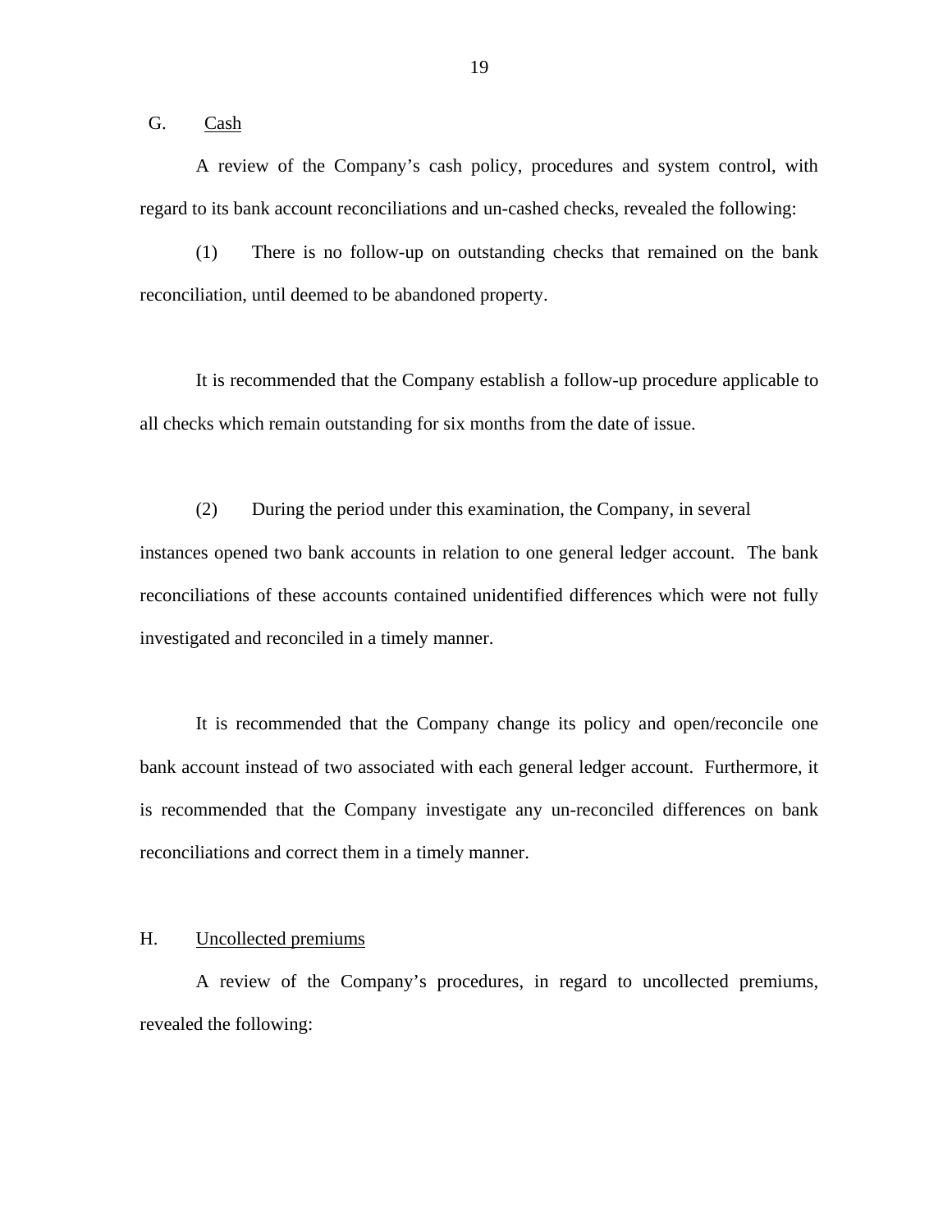## G. Cash

A review of the Company's cash policy, procedures and system control, with regard to its bank account reconciliations and un-cashed checks, revealed the following:

(1) There is no follow-up on outstanding checks that remained on the bank reconciliation, until deemed to be abandoned property.

It is recommended that the Company establish a follow-up procedure applicable to all checks which remain outstanding for six months from the date of issue.

(2) During the period under this examination, the Company, in several instances opened two bank accounts in relation to one general ledger account. The bank reconciliations of these accounts contained unidentified differences which were not fully investigated and reconciled in a timely manner.

It is recommended that the Company change its policy and open/reconcile one bank account instead of two associated with each general ledger account. Furthermore, it is recommended that the Company investigate any un-reconciled differences on bank reconciliations and correct them in a timely manner.

## H. Uncollected premiums

A review of the Company's procedures, in regard to uncollected premiums, revealed the following: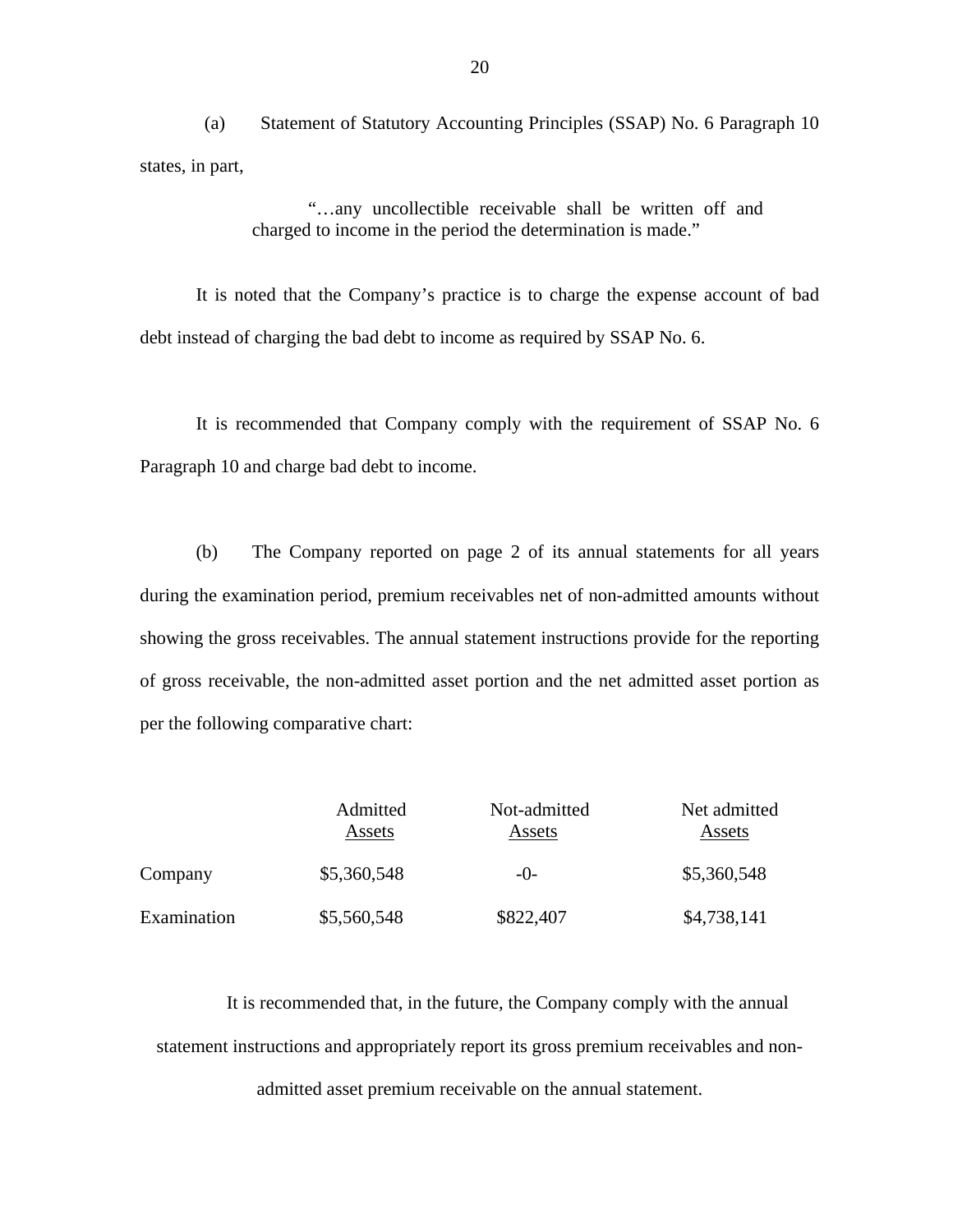(a) Statement of Statutory Accounting Principles (SSAP) No. 6 Paragraph 10 states, in part,

> "…any uncollectible receivable shall be written off and charged to income in the period the determination is made."

It is noted that the Company's practice is to charge the expense account of bad debt instead of charging the bad debt to income as required by SSAP No. 6.

It is recommended that Company comply with the requirement of SSAP No. 6 Paragraph 10 and charge bad debt to income.

(b) The Company reported on page 2 of its annual statements for all years during the examination period, premium receivables net of non-admitted amounts without showing the gross receivables. The annual statement instructions provide for the reporting of gross receivable, the non-admitted asset portion and the net admitted asset portion as per the following comparative chart:

| | Admitted Assets | Not-admitted Assets | Net admitted Assets |
|---|---|---|---|
| Company | $5,360,548 | -0- | $5,360,548 |
| Examination | $5,560,548 | $822,407 | $4,738,141 |

It is recommended that, in the future, the Company comply with the annual statement instructions and appropriately report its gross premium receivables and non-admitted asset premium receivable on the annual statement.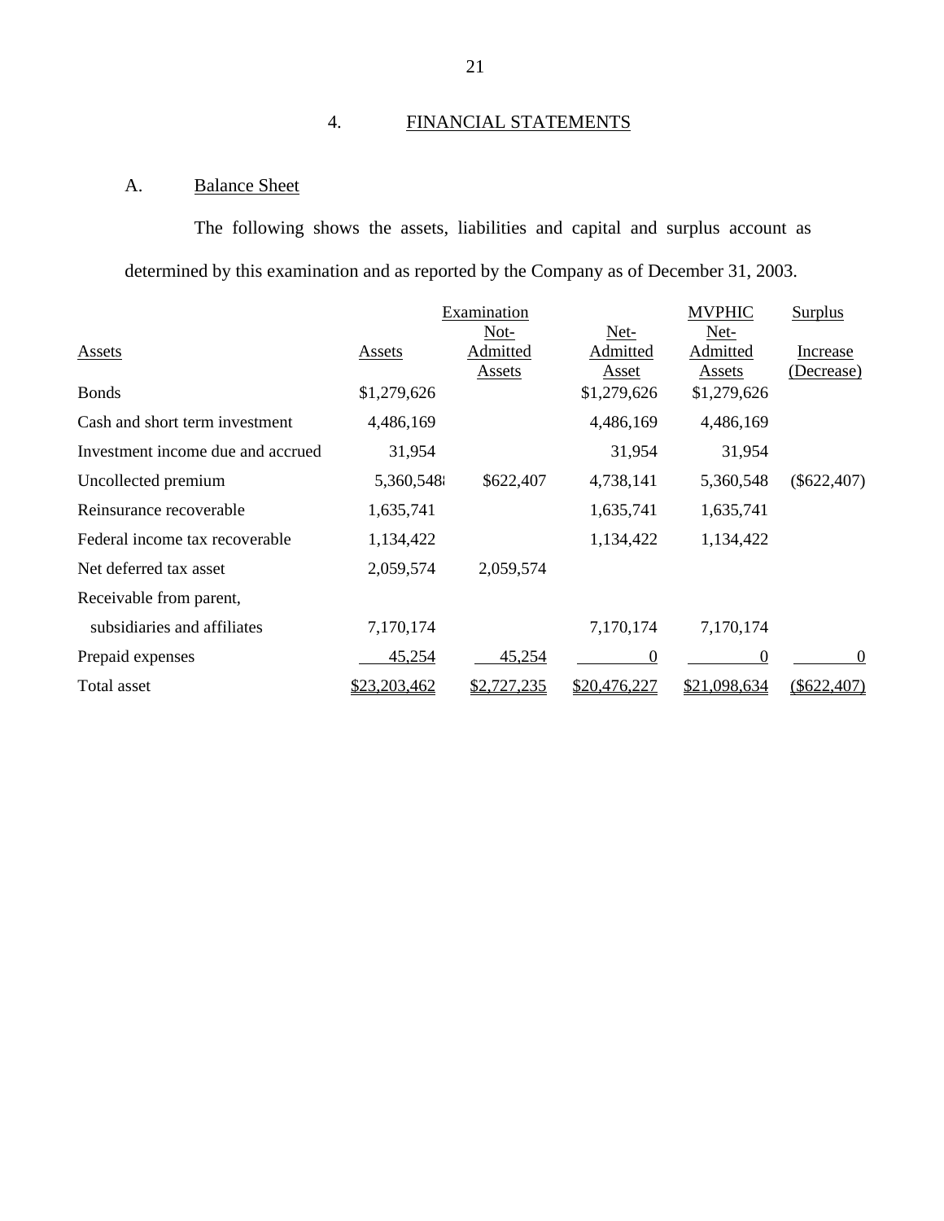## 4. FINANCIAL STATEMENTS

### A. Balance Sheet

The following shows the assets, liabilities and capital and surplus account as determined by this examination and as reported by the Company as of December 31, 2003.

| | | Examination | | MVPHIC | Surplus |
|---|---|---|---|---|---|
| Assets | Assets | Not-Admitted Assets | Net-Admitted Asset | Net-Admitted Assets | Increase (Decrease) |
| Bonds | $1,279,626 | | $1,279,626 | $1,279,626 | |
| Cash and short term investment | 4,486,169 | | 4,486,169 | 4,486,169 | |
| Investment income due and accrued | 31,954 | | 31,954 | 31,954 | |
| Uncollected premium | 5,360,548 | $622,407 | 4,738,141 | 5,360,548 | ($622,407) |
| Reinsurance recoverable | 1,635,741 | | 1,635,741 | 1,635,741 | |
| Federal income tax recoverable | 1,134,422 | | 1,134,422 | 1,134,422 | |
| Net deferred tax asset | 2,059,574 | 2,059,574 | | | |
| Receivable from parent, subsidiaries and affiliates | 7,170,174 | | 7,170,174 | 7,170,174 | |
| Prepaid expenses | 45,254 | 45,254 | 0 | 0 | 0 |
| Total asset | $23,203,462 | $2,727,235 | $20,476,227 | $21,098,634 | ($622,407) |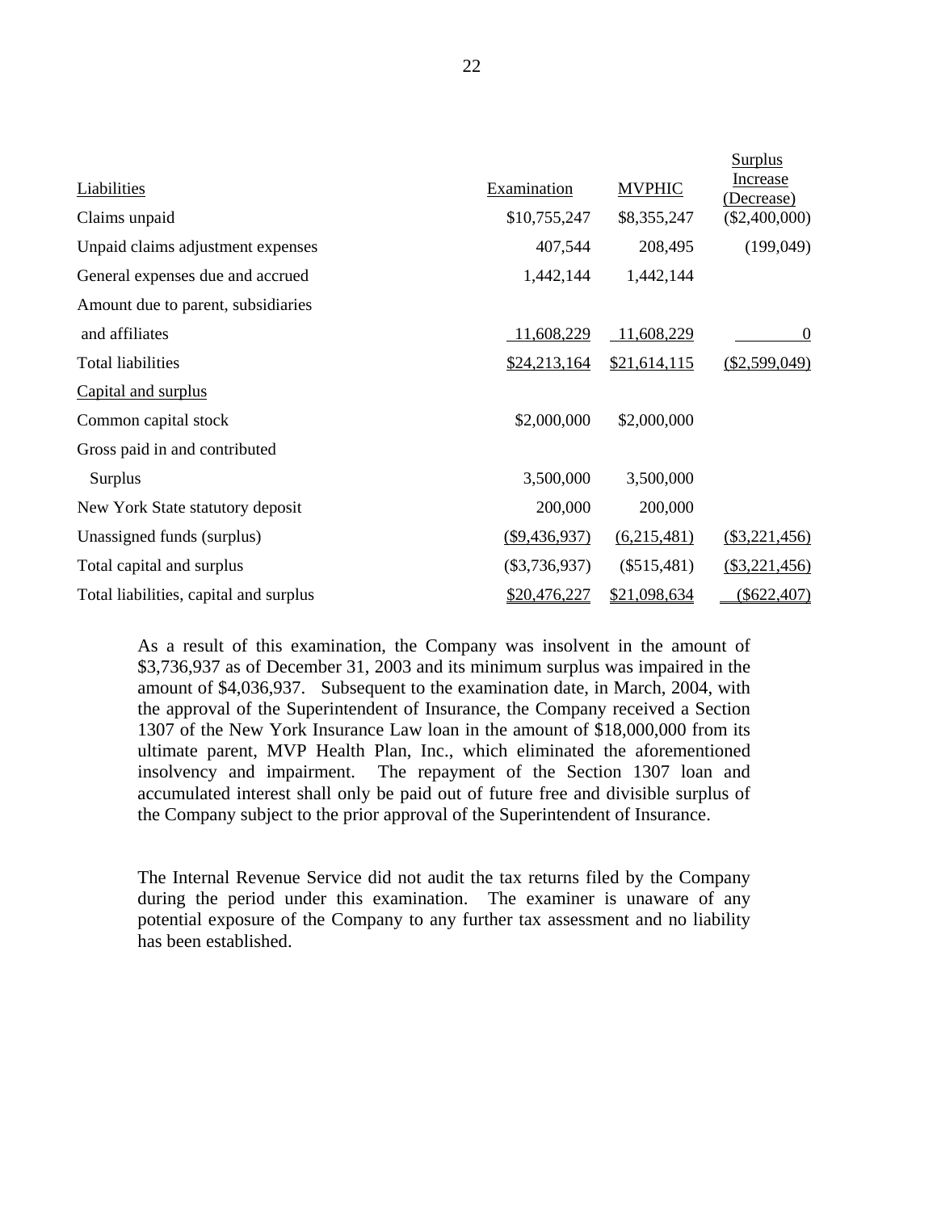| Liabilities | Examination | MVPHIC | Surplus Increase (Decrease) |
|---|---|---|---|
| Claims unpaid | $10,755,247 | $8,355,247 | ($2,400,000) |
| Unpaid claims adjustment expenses | 407,544 | 208,495 | (199,049) |
| General expenses due and accrued | 1,442,144 | 1,442,144 | |
| Amount due to parent, subsidiaries and affiliates | 11,608,229 | 11,608,229 | 0 |
| Total liabilities | $24,213,164 | $21,614,115 | ($2,599,049) |
| Capital and surplus | | | |
| Common capital stock | $2,000,000 | $2,000,000 | |
| Gross paid in and contributed Surplus | 3,500,000 | 3,500,000 | |
| New York State statutory deposit | 200,000 | 200,000 | |
| Unassigned funds (surplus) | ($9,436,937) | (6,215,481) | ($3,221,456) |
| Total capital and surplus | ($3,736,937) | ($515,481) | ($3,221,456) |
| Total liabilities, capital and surplus | $20,476,227 | $21,098,634 | ($622,407) |

As a result of this examination, the Company was insolvent in the amount of $3,736,937 as of December 31, 2003 and its minimum surplus was impaired in the amount of $4,036,937. Subsequent to the examination date, in March, 2004, with the approval of the Superintendent of Insurance, the Company received a Section 1307 of the New York Insurance Law loan in the amount of $18,000,000 from its ultimate parent, MVP Health Plan, Inc., which eliminated the aforementioned insolvency and impairment. The repayment of the Section 1307 loan and accumulated interest shall only be paid out of future free and divisible surplus of the Company subject to the prior approval of the Superintendent of Insurance.

The Internal Revenue Service did not audit the tax returns filed by the Company during the period under this examination. The examiner is unaware of any potential exposure of the Company to any further tax assessment and no liability has been established.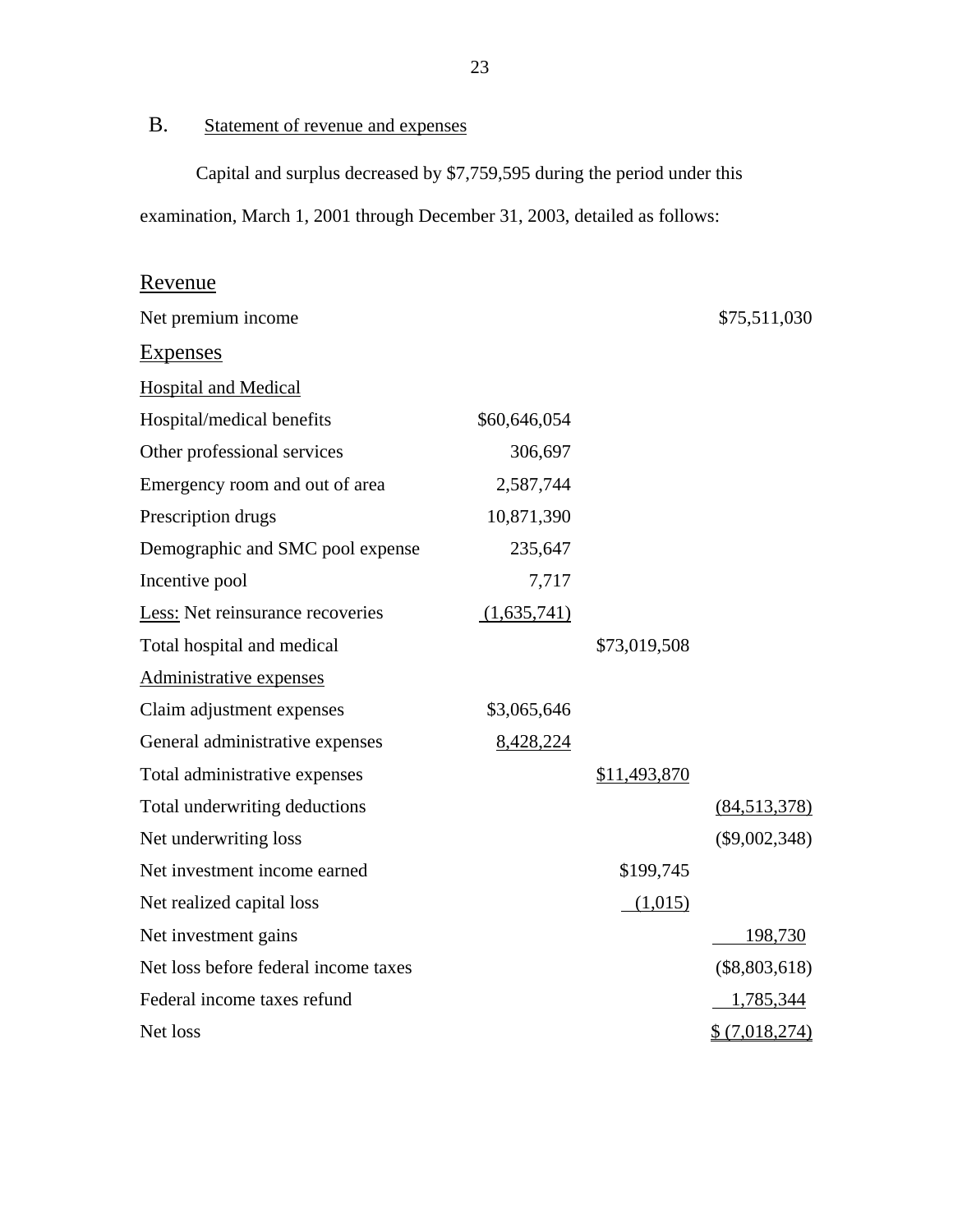## B. Statement of revenue and expenses

Capital and surplus decreased by $7,759,595 during the period under this examination, March 1, 2001 through December 31, 2003, detailed as follows:

| | | | |
|---|---|---|---|
| **Revenue** | | | |
| Net premium income | | | $75,511,030 |
| **Expenses** | | | |
| Hospital and Medical | | | |
| Hospital/medical benefits | $60,646,054 | | |
| Other professional services | 306,697 | | |
| Emergency room and out of area | 2,587,744 | | |
| Prescription drugs | 10,871,390 | | |
| Demographic and SMC pool expense | 235,647 | | |
| Incentive pool | 7,717 | | |
| Less: Net reinsurance recoveries | (1,635,741) | | |
| Total hospital and medical | | $73,019,508 | |
| Administrative expenses | | | |
| Claim adjustment expenses | $3,065,646 | | |
| General administrative expenses | 8,428,224 | | |
| Total administrative expenses | | $11,493,870 | |
| Total underwriting deductions | | | (84,513,378) |
| Net underwriting loss | | | ($9,002,348) |
| Net investment income earned | | $199,745 | |
| Net realized capital loss | | (1,015) | |
| Net investment gains | | | 198,730 |
| Net loss before federal income taxes | | | ($8,803,618) |
| Federal income taxes refund | | | 1,785,344 |
| Net loss | | | $ (7,018,274) |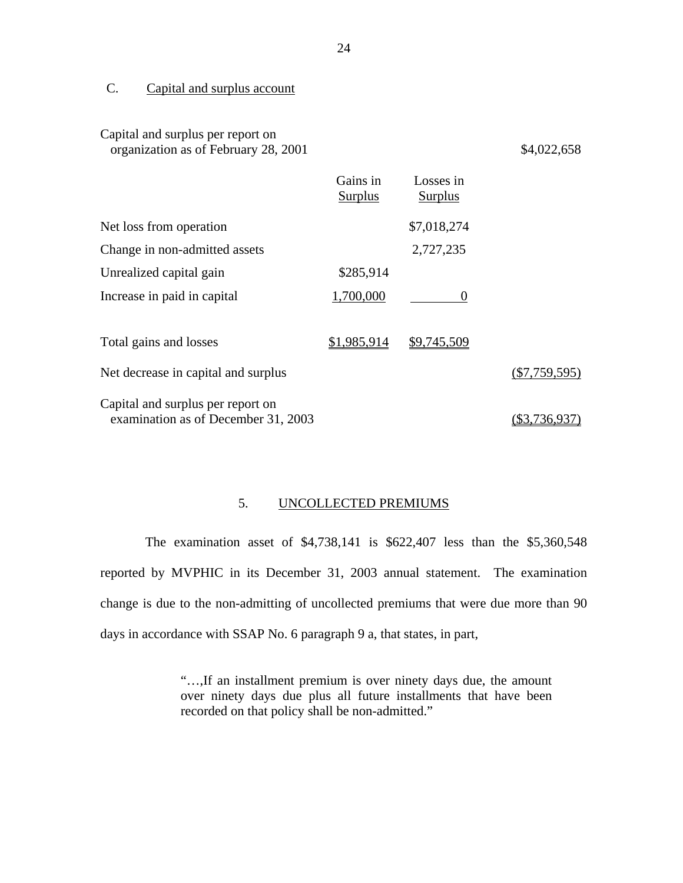C. Capital and surplus account

| | Gains in Surplus | Losses in Surplus | |
|---|---|---|---|
| Capital and surplus per report on organization as of February 28, 2001 | | | $4,022,658 |
| Net loss from operation | | $7,018,274 | |
| Change in non-admitted assets | | 2,727,235 | |
| Unrealized capital gain | $285,914 | | |
| Increase in paid in capital | 1,700,000 | 0 | |
| Total gains and losses | $1,985,914 | $9,745,509 | |
| Net decrease in capital and surplus | | | ($7,759,595) |
| Capital and surplus per report on examination as of December 31, 2003 | | | ($3,736,937) |

## 5. UNCOLLECTED PREMIUMS

The examination asset of $4,738,141 is $622,407 less than the $5,360,548 reported by MVPHIC in its December 31, 2003 annual statement. The examination change is due to the non-admitting of uncollected premiums that were due more than 90 days in accordance with SSAP No. 6 paragraph 9 a, that states, in part,

> "…,If an installment premium is over ninety days due, the amount over ninety days due plus all future installments that have been recorded on that policy shall be non-admitted."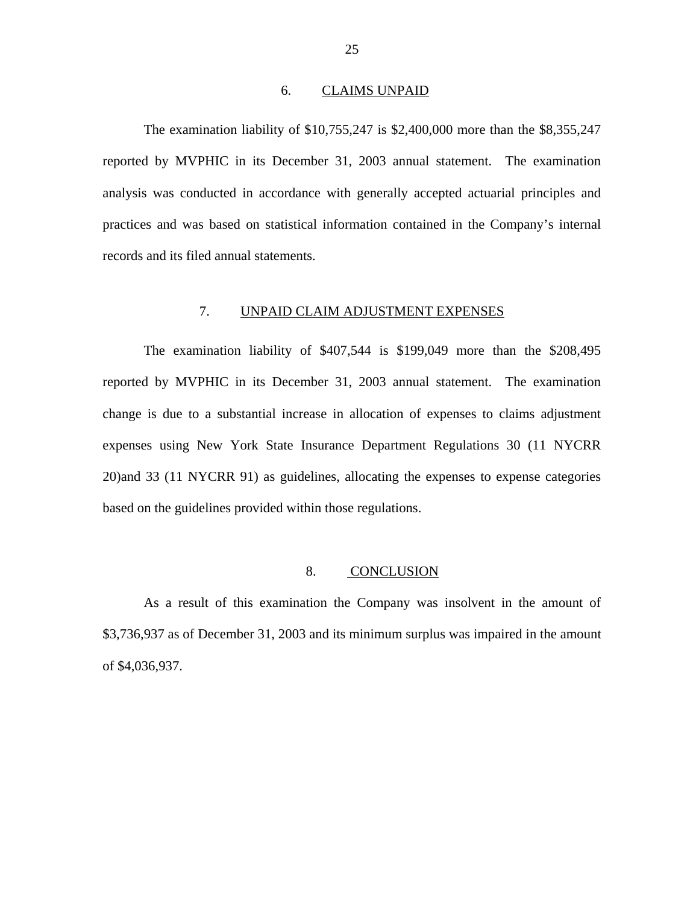## 6. CLAIMS UNPAID

The examination liability of $10,755,247 is $2,400,000 more than the $8,355,247 reported by MVPHIC in its December 31, 2003 annual statement. The examination analysis was conducted in accordance with generally accepted actuarial principles and practices and was based on statistical information contained in the Company's internal records and its filed annual statements.

## 7. UNPAID CLAIM ADJUSTMENT EXPENSES

The examination liability of $407,544 is $199,049 more than the $208,495 reported by MVPHIC in its December 31, 2003 annual statement. The examination change is due to a substantial increase in allocation of expenses to claims adjustment expenses using New York State Insurance Department Regulations 30 (11 NYCRR 20)and 33 (11 NYCRR 91) as guidelines, allocating the expenses to expense categories based on the guidelines provided within those regulations.

## 8. CONCLUSION

As a result of this examination the Company was insolvent in the amount of $3,736,937 as of December 31, 2003 and its minimum surplus was impaired in the amount of $4,036,937.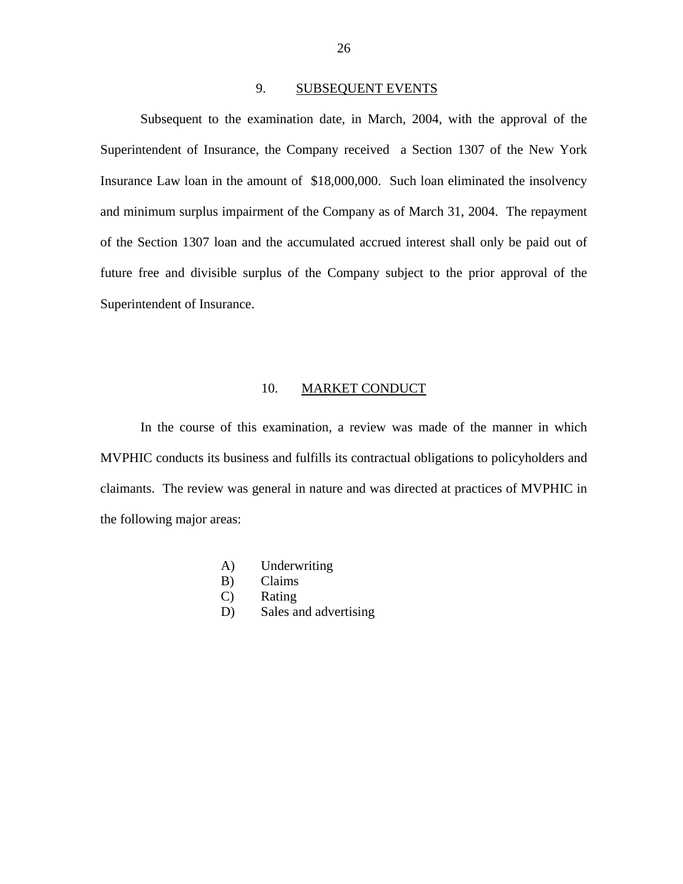## 9. SUBSEQUENT EVENTS

Subsequent to the examination date, in March, 2004, with the approval of the Superintendent of Insurance, the Company received a Section 1307 of the New York Insurance Law loan in the amount of $18,000,000. Such loan eliminated the insolvency and minimum surplus impairment of the Company as of March 31, 2004. The repayment of the Section 1307 loan and the accumulated accrued interest shall only be paid out of future free and divisible surplus of the Company subject to the prior approval of the Superintendent of Insurance.

## 10. MARKET CONDUCT

In the course of this examination, a review was made of the manner in which MVPHIC conducts its business and fulfills its contractual obligations to policyholders and claimants. The review was general in nature and was directed at practices of MVPHIC in the following major areas:

A) Underwriting
B) Claims
C) Rating
D) Sales and advertising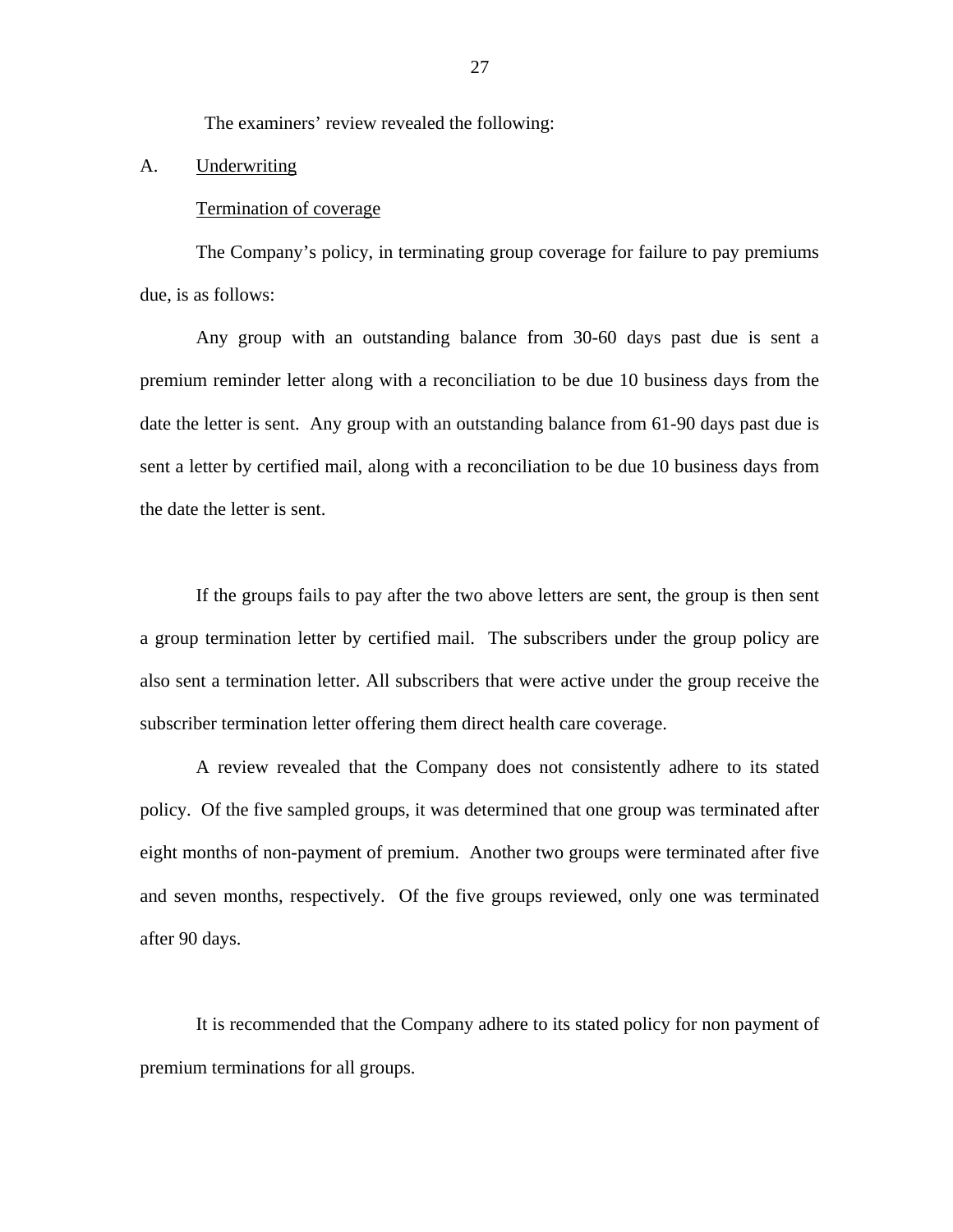The examiners' review revealed the following:

A. Underwriting

Termination of coverage

The Company's policy, in terminating group coverage for failure to pay premiums due, is as follows:

Any group with an outstanding balance from 30-60 days past due is sent a premium reminder letter along with a reconciliation to be due 10 business days from the date the letter is sent. Any group with an outstanding balance from 61-90 days past due is sent a letter by certified mail, along with a reconciliation to be due 10 business days from the date the letter is sent.

If the groups fails to pay after the two above letters are sent, the group is then sent a group termination letter by certified mail. The subscribers under the group policy are also sent a termination letter. All subscribers that were active under the group receive the subscriber termination letter offering them direct health care coverage.

A review revealed that the Company does not consistently adhere to its stated policy. Of the five sampled groups, it was determined that one group was terminated after eight months of non-payment of premium. Another two groups were terminated after five and seven months, respectively. Of the five groups reviewed, only one was terminated after 90 days.

It is recommended that the Company adhere to its stated policy for non payment of premium terminations for all groups.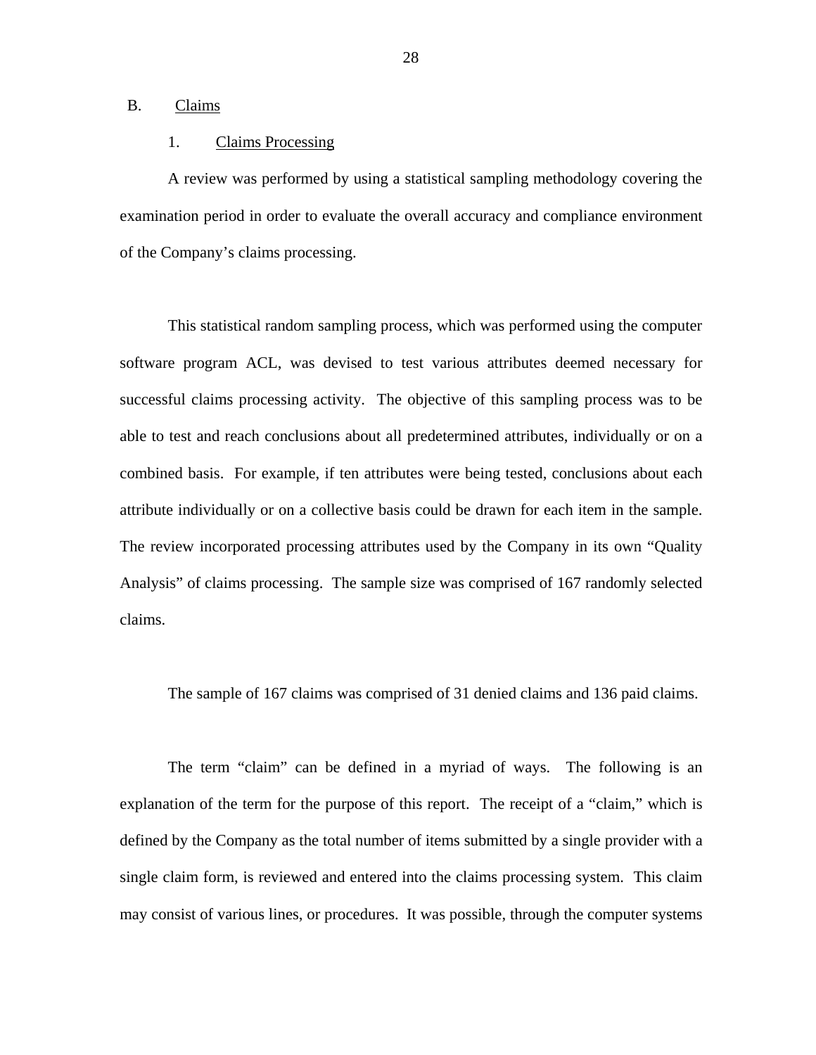B. Claims

1. Claims Processing

A review was performed by using a statistical sampling methodology covering the examination period in order to evaluate the overall accuracy and compliance environment of the Company's claims processing.

This statistical random sampling process, which was performed using the computer software program ACL, was devised to test various attributes deemed necessary for successful claims processing activity. The objective of this sampling process was to be able to test and reach conclusions about all predetermined attributes, individually or on a combined basis. For example, if ten attributes were being tested, conclusions about each attribute individually or on a collective basis could be drawn for each item in the sample. The review incorporated processing attributes used by the Company in its own "Quality Analysis" of claims processing. The sample size was comprised of 167 randomly selected claims.

The sample of 167 claims was comprised of 31 denied claims and 136 paid claims.

The term "claim" can be defined in a myriad of ways. The following is an explanation of the term for the purpose of this report. The receipt of a "claim," which is defined by the Company as the total number of items submitted by a single provider with a single claim form, is reviewed and entered into the claims processing system. This claim may consist of various lines, or procedures. It was possible, through the computer systems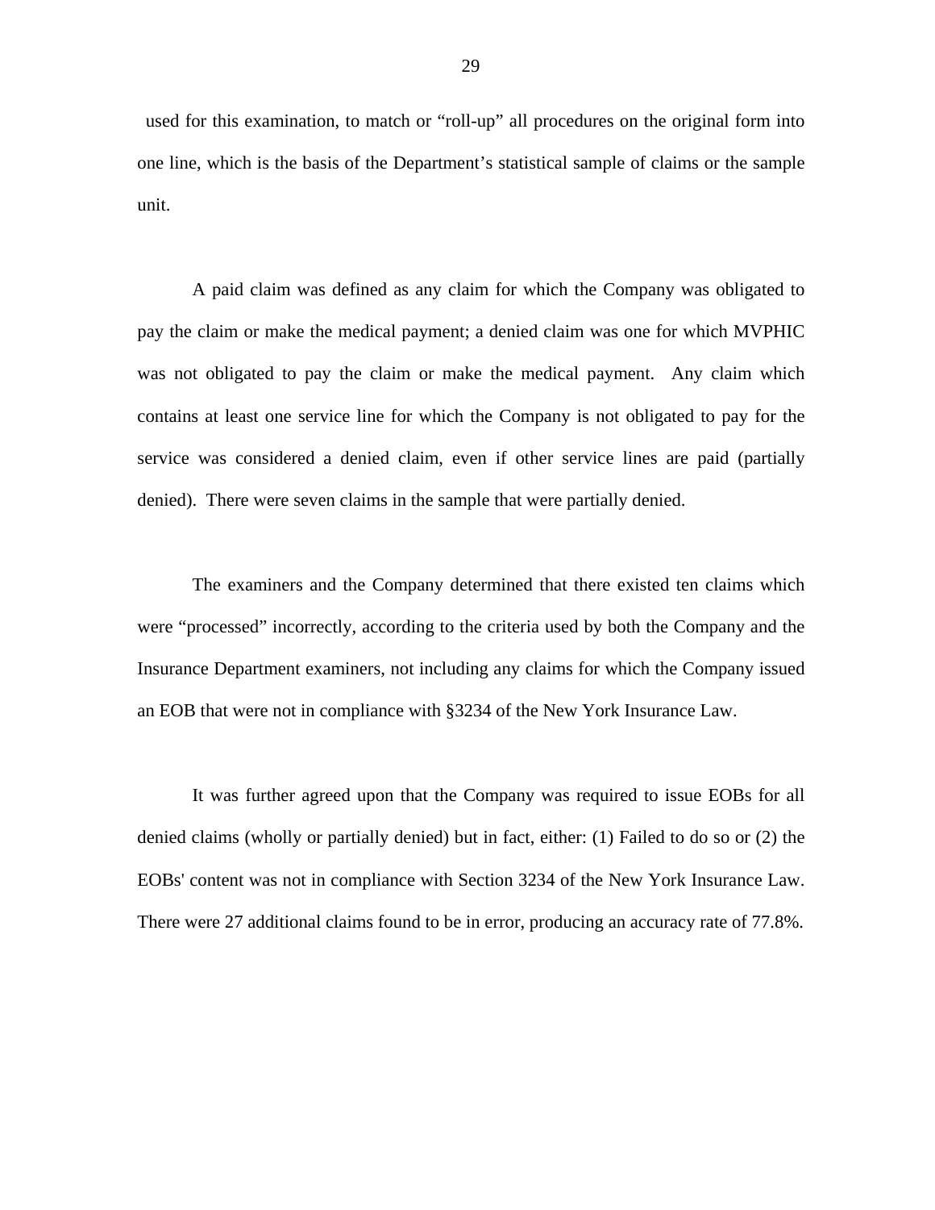used for this examination, to match or “roll-up” all procedures on the original form into one line, which is the basis of the Department’s statistical sample of claims or the sample unit.

A paid claim was defined as any claim for which the Company was obligated to pay the claim or make the medical payment; a denied claim was one for which MVPHIC was not obligated to pay the claim or make the medical payment. Any claim which contains at least one service line for which the Company is not obligated to pay for the service was considered a denied claim, even if other service lines are paid (partially denied). There were seven claims in the sample that were partially denied.

The examiners and the Company determined that there existed ten claims which were “processed” incorrectly, according to the criteria used by both the Company and the Insurance Department examiners, not including any claims for which the Company issued an EOB that were not in compliance with §3234 of the New York Insurance Law.

It was further agreed upon that the Company was required to issue EOBs for all denied claims (wholly or partially denied) but in fact, either: (1) Failed to do so or (2) the EOBs' content was not in compliance with Section 3234 of the New York Insurance Law. There were 27 additional claims found to be in error, producing an accuracy rate of 77.8%.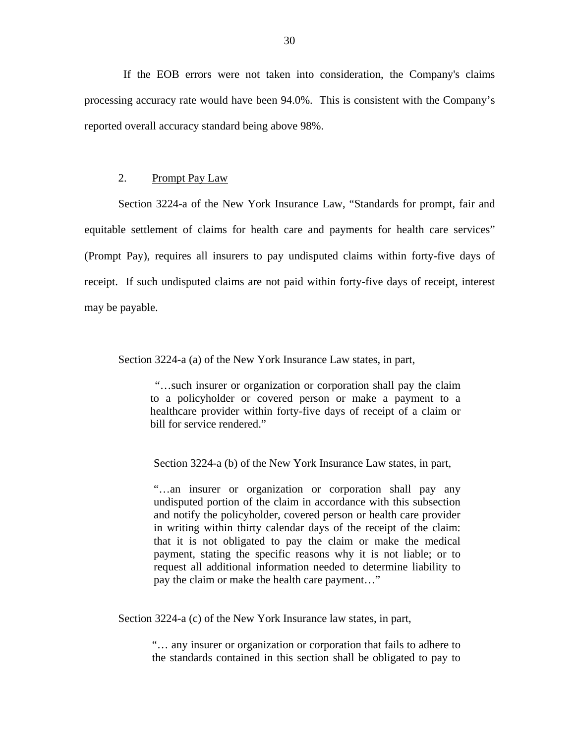If the EOB errors were not taken into consideration, the Company's claims processing accuracy rate would have been 94.0%. This is consistent with the Company's reported overall accuracy standard being above 98%.

2. Prompt Pay Law

Section 3224-a of the New York Insurance Law, "Standards for prompt, fair and equitable settlement of claims for health care and payments for health care services" (Prompt Pay), requires all insurers to pay undisputed claims within forty-five days of receipt. If such undisputed claims are not paid within forty-five days of receipt, interest may be payable.

Section 3224-a (a) of the New York Insurance Law states, in part,

> "…such insurer or organization or corporation shall pay the claim to a policyholder or covered person or make a payment to a healthcare provider within forty-five days of receipt of a claim or bill for service rendered."

Section 3224-a (b) of the New York Insurance Law states, in part,

> "…an insurer or organization or corporation shall pay any undisputed portion of the claim in accordance with this subsection and notify the policyholder, covered person or health care provider in writing within thirty calendar days of the receipt of the claim: that it is not obligated to pay the claim or make the medical payment, stating the specific reasons why it is not liable; or to request all additional information needed to determine liability to pay the claim or make the health care payment…"

Section 3224-a (c) of the New York Insurance law states, in part,

> "… any insurer or organization or corporation that fails to adhere to the standards contained in this section shall be obligated to pay to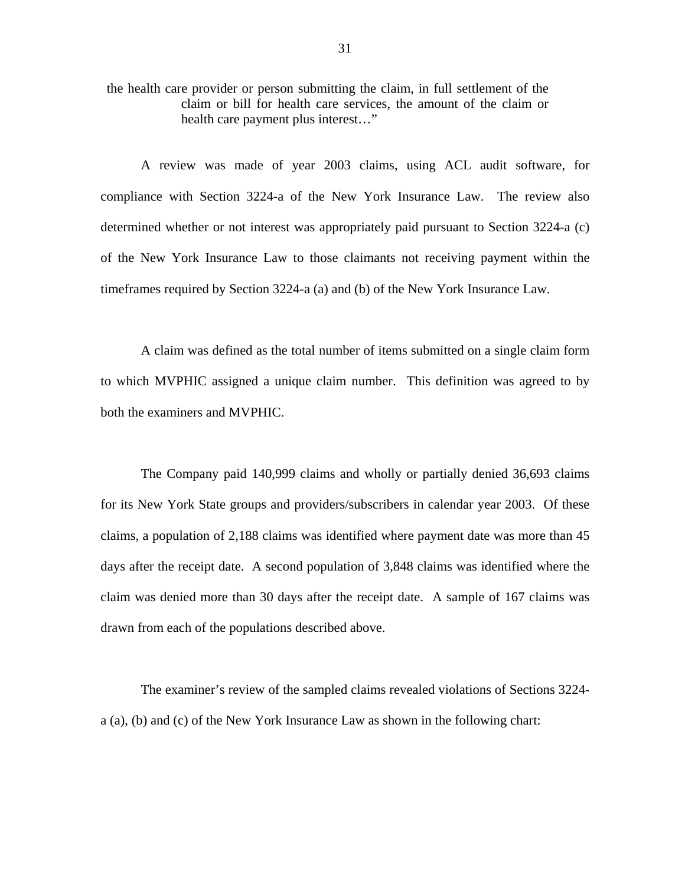the health care provider or person submitting the claim, in full settlement of the claim or bill for health care services, the amount of the claim or health care payment plus interest…"

A review was made of year 2003 claims, using ACL audit software, for compliance with Section 3224-a of the New York Insurance Law. The review also determined whether or not interest was appropriately paid pursuant to Section 3224-a (c) of the New York Insurance Law to those claimants not receiving payment within the timeframes required by Section 3224-a (a) and (b) of the New York Insurance Law.

A claim was defined as the total number of items submitted on a single claim form to which MVPHIC assigned a unique claim number. This definition was agreed to by both the examiners and MVPHIC.

The Company paid 140,999 claims and wholly or partially denied 36,693 claims for its New York State groups and providers/subscribers in calendar year 2003. Of these claims, a population of 2,188 claims was identified where payment date was more than 45 days after the receipt date. A second population of 3,848 claims was identified where the claim was denied more than 30 days after the receipt date. A sample of 167 claims was drawn from each of the populations described above.

The examiner's review of the sampled claims revealed violations of Sections 3224-a (a), (b) and (c) of the New York Insurance Law as shown in the following chart: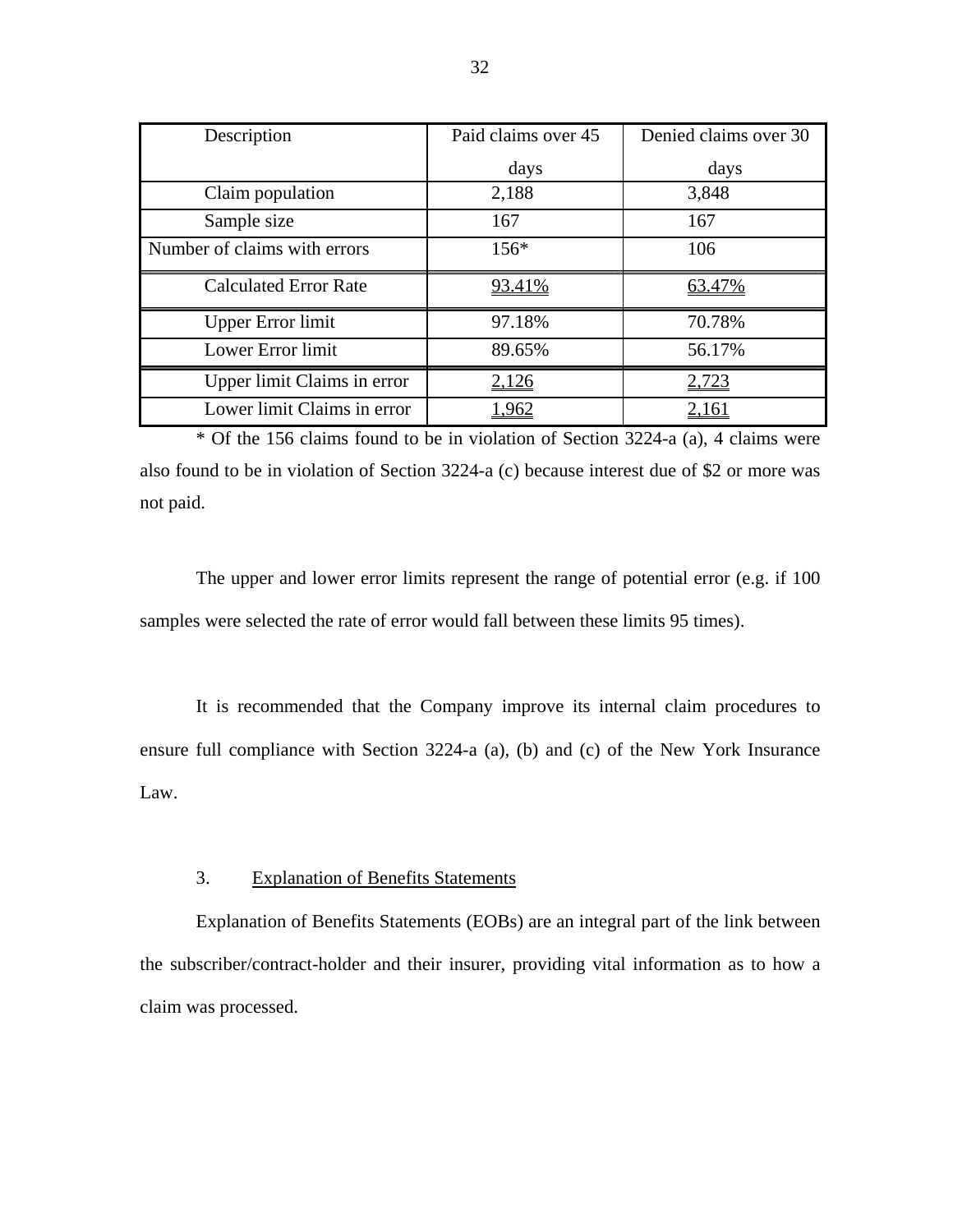| Description | Paid claims over 45 days | Denied claims over 30 days |
|---|---|---|
| Claim population | 2,188 | 3,848 |
| Sample size | 167 | 167 |
| Number of claims with errors | 156* | 106 |
| Calculated Error Rate | 93.41% | 63.47% |
| Upper Error limit | 97.18% | 70.78% |
| Lower Error limit | 89.65% | 56.17% |
| Upper limit Claims in error | 2,126 | 2,723 |
| Lower limit Claims in error | 1,962 | 2,161 |

* Of the 156 claims found to be in violation of Section 3224-a (a), 4 claims were also found to be in violation of Section 3224-a (c) because interest due of $2 or more was not paid.

The upper and lower error limits represent the range of potential error (e.g. if 100 samples were selected the rate of error would fall between these limits 95 times).

It is recommended that the Company improve its internal claim procedures to ensure full compliance with Section 3224-a (a), (b) and (c) of the New York Insurance Law.

3. Explanation of Benefits Statements

Explanation of Benefits Statements (EOBs) are an integral part of the link between the subscriber/contract-holder and their insurer, providing vital information as to how a claim was processed.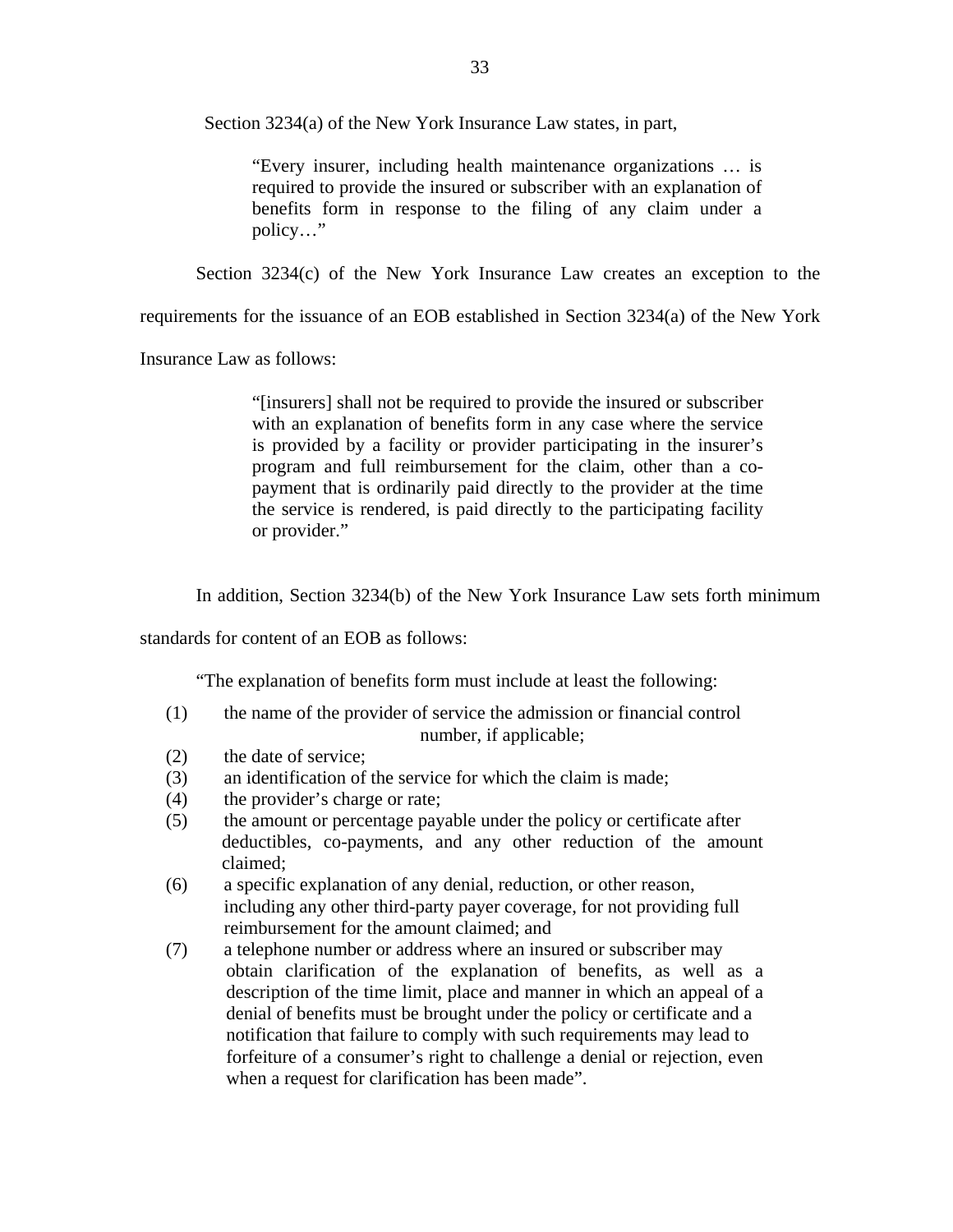Section 3234(a) of the New York Insurance Law states, in part,

> "Every insurer, including health maintenance organizations … is required to provide the insured or subscriber with an explanation of benefits form in response to the filing of any claim under a policy…"

Section 3234(c) of the New York Insurance Law creates an exception to the requirements for the issuance of an EOB established in Section 3234(a) of the New York Insurance Law as follows:

> "[insurers] shall not be required to provide the insured or subscriber with an explanation of benefits form in any case where the service is provided by a facility or provider participating in the insurer's program and full reimbursement for the claim, other than a co-payment that is ordinarily paid directly to the provider at the time the service is rendered, is paid directly to the participating facility or provider."

In addition, Section 3234(b) of the New York Insurance Law sets forth minimum standards for content of an EOB as follows:

"The explanation of benefits form must include at least the following:

(1) the name of the provider of service the admission or financial control number, if applicable;
(2) the date of service;
(3) an identification of the service for which the claim is made;
(4) the provider's charge or rate;
(5) the amount or percentage payable under the policy or certificate after deductibles, co-payments, and any other reduction of the amount claimed;
(6) a specific explanation of any denial, reduction, or other reason, including any other third-party payer coverage, for not providing full reimbursement for the amount claimed; and
(7) a telephone number or address where an insured or subscriber may obtain clarification of the explanation of benefits, as well as a description of the time limit, place and manner in which an appeal of a denial of benefits must be brought under the policy or certificate and a notification that failure to comply with such requirements may lead to forfeiture of a consumer's right to challenge a denial or rejection, even when a request for clarification has been made".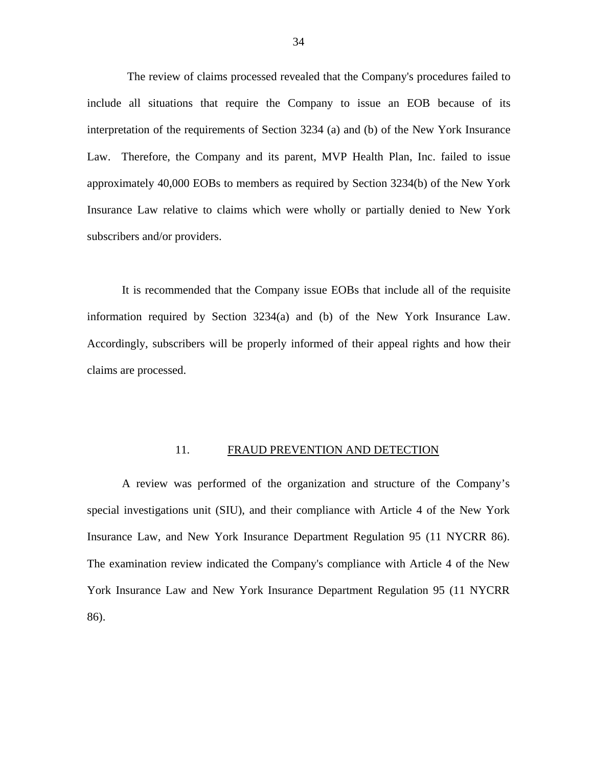The review of claims processed revealed that the Company's procedures failed to include all situations that require the Company to issue an EOB because of its interpretation of the requirements of Section 3234 (a) and (b) of the New York Insurance Law. Therefore, the Company and its parent, MVP Health Plan, Inc. failed to issue approximately 40,000 EOBs to members as required by Section 3234(b) of the New York Insurance Law relative to claims which were wholly or partially denied to New York subscribers and/or providers.

It is recommended that the Company issue EOBs that include all of the requisite information required by Section 3234(a) and (b) of the New York Insurance Law. Accordingly, subscribers will be properly informed of their appeal rights and how their claims are processed.

## 11. FRAUD PREVENTION AND DETECTION

A review was performed of the organization and structure of the Company's special investigations unit (SIU), and their compliance with Article 4 of the New York Insurance Law, and New York Insurance Department Regulation 95 (11 NYCRR 86). The examination review indicated the Company's compliance with Article 4 of the New York Insurance Law and New York Insurance Department Regulation 95 (11 NYCRR 86).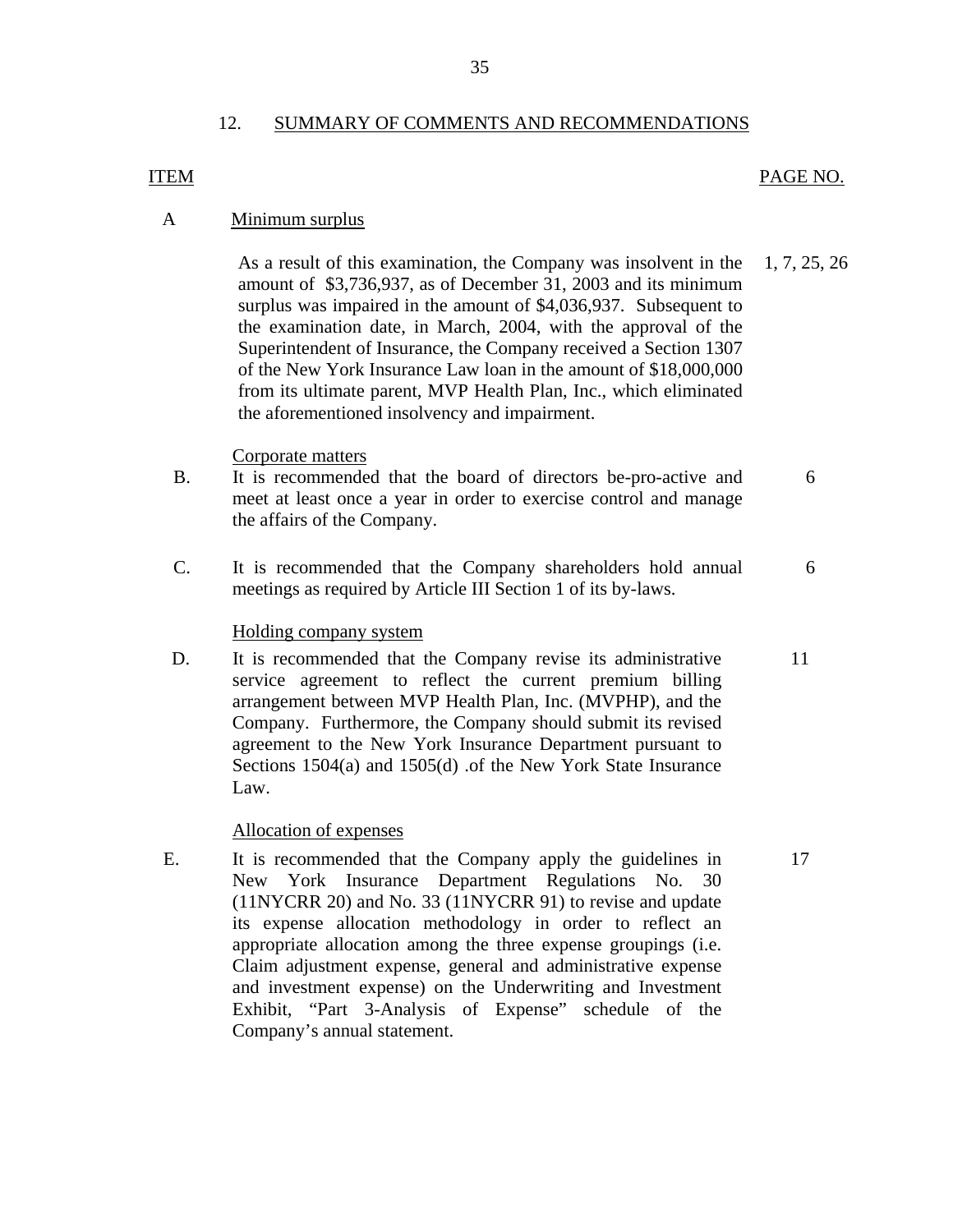## 12. SUMMARY OF COMMENTS AND RECOMMENDATIONS

| ITEM | | PAGE NO. |
|---|---|---|
| A | **Minimum surplus** | |
| | As a result of this examination, the Company was insolvent in the amount of $3,736,937, as of December 31, 2003 and its minimum surplus was impaired in the amount of $4,036,937. Subsequent to the examination date, in March, 2004, with the approval of the Superintendent of Insurance, the Company received a Section 1307 of the New York Insurance Law loan in the amount of $18,000,000 from its ultimate parent, MVP Health Plan, Inc., which eliminated the aforementioned insolvency and impairment. | 1, 7, 25, 26 |
| | **Corporate matters** | |
| B. | It is recommended that the board of directors be-pro-active and meet at least once a year in order to exercise control and manage the affairs of the Company. | 6 |
| C. | It is recommended that the Company shareholders hold annual meetings as required by Article III Section 1 of its by-laws. | 6 |
| | **Holding company system** | |
| D. | It is recommended that the Company revise its administrative service agreement to reflect the current premium billing arrangement between MVP Health Plan, Inc. (MVPHP), and the Company. Furthermore, the Company should submit its revised agreement to the New York Insurance Department pursuant to Sections 1504(a) and 1505(d) .of the New York State Insurance Law. | 11 |
| | **Allocation of expenses** | |
| E. | It is recommended that the Company apply the guidelines in New York Insurance Department Regulations No. 30 (11NYCRR 20) and No. 33 (11NYCRR 91) to revise and update its expense allocation methodology in order to reflect an appropriate allocation among the three expense groupings (i.e. Claim adjustment expense, general and administrative expense and investment expense) on the Underwriting and Investment Exhibit, "Part 3-Analysis of Expense" schedule of the Company's annual statement. | 17 |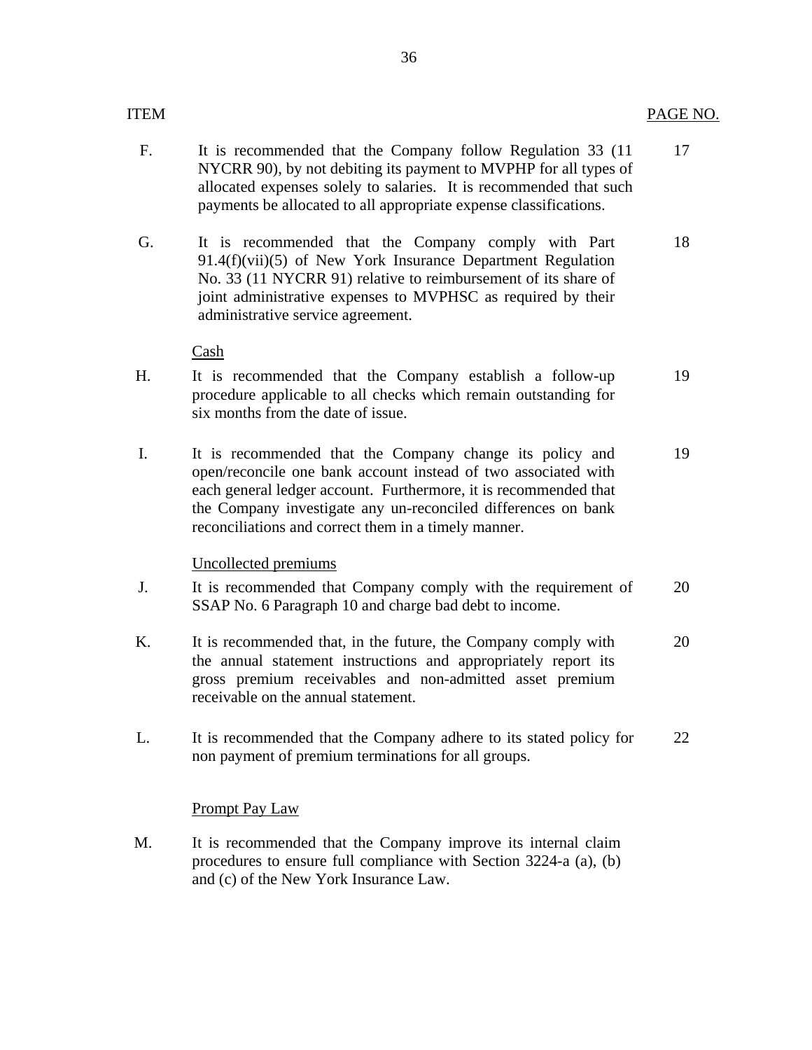| ITEM | | PAGE NO. |
|---|---|---|
| F. | It is recommended that the Company follow Regulation 33 (11 NYCRR 90), by not debiting its payment to MVPHP for all types of allocated expenses solely to salaries. It is recommended that such payments be allocated to all appropriate expense classifications. | 17 |
| G. | It is recommended that the Company comply with Part 91.4(f)(vii)(5) of New York Insurance Department Regulation No. 33 (11 NYCRR 91) relative to reimbursement of its share of joint administrative expenses to MVPHSC as required by their administrative service agreement. | 18 |
| | <u>Cash</u> | |
| H. | It is recommended that the Company establish a follow-up procedure applicable to all checks which remain outstanding for six months from the date of issue. | 19 |
| I. | It is recommended that the Company change its policy and open/reconcile one bank account instead of two associated with each general ledger account. Furthermore, it is recommended that the Company investigate any un-reconciled differences on bank reconciliations and correct them in a timely manner. | 19 |
| | <u>Uncollected premiums</u> | |
| J. | It is recommended that Company comply with the requirement of SSAP No. 6 Paragraph 10 and charge bad debt to income. | 20 |
| K. | It is recommended that, in the future, the Company comply with the annual statement instructions and appropriately report its gross premium receivables and non-admitted asset premium receivable on the annual statement. | 20 |
| L. | It is recommended that the Company adhere to its stated policy for non payment of premium terminations for all groups. | 22 |
| | <u>Prompt Pay Law</u> | |
| M. | It is recommended that the Company improve its internal claim procedures to ensure full compliance with Section 3224-a (a), (b) and (c) of the New York Insurance Law. | |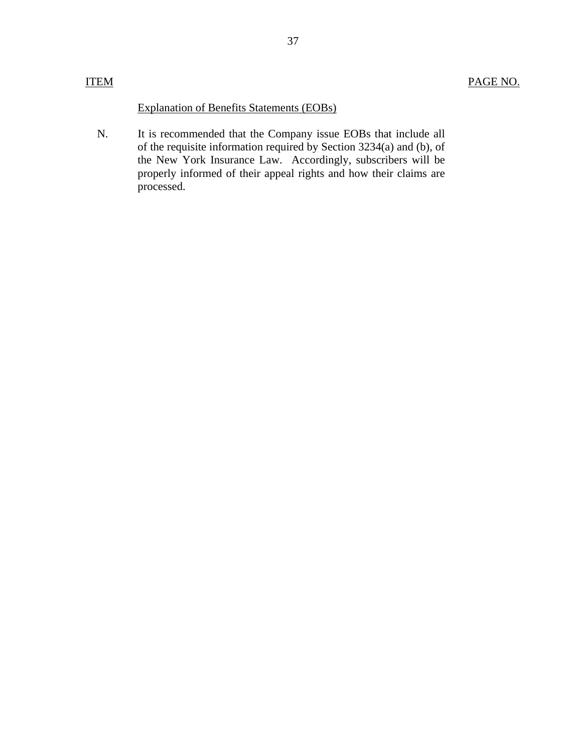| ITEM | | PAGE NO. |
|---|---|---|
| | Explanation of Benefits Statements (EOBs) | |
| N. | It is recommended that the Company issue EOBs that include all of the requisite information required by Section 3234(a) and (b), of the New York Insurance Law. Accordingly, subscribers will be properly informed of their appeal rights and how their claims are processed. | |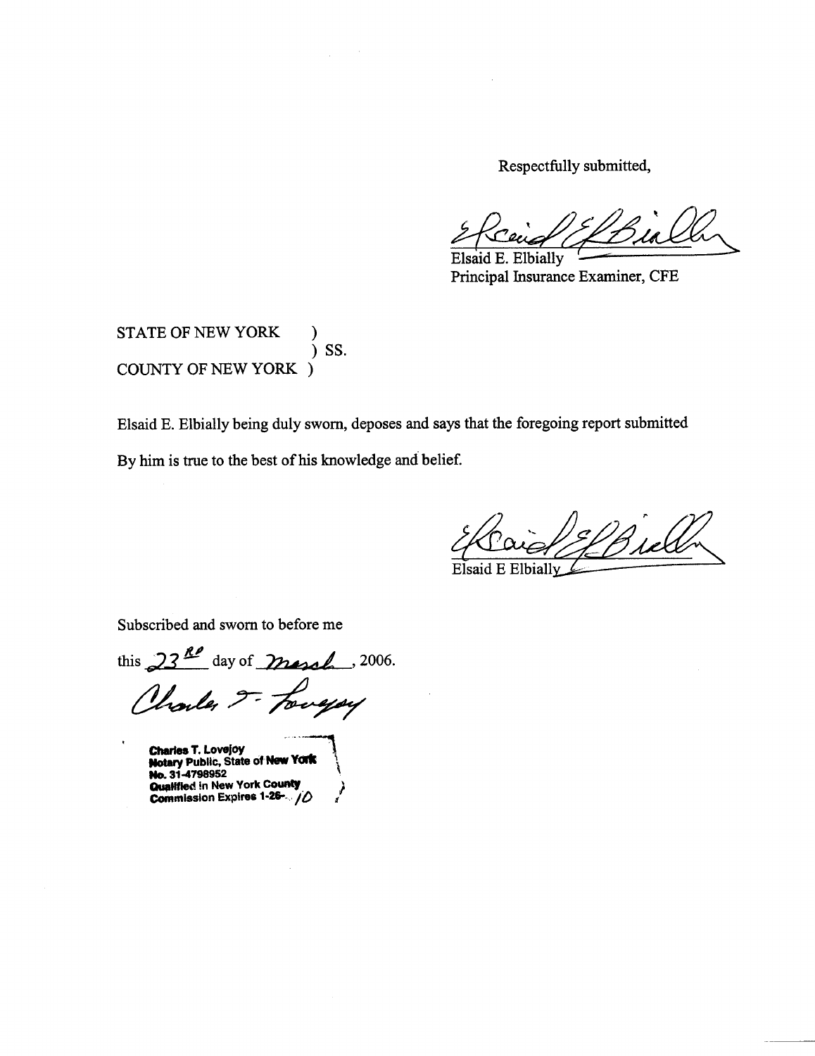Respectfully submitted,

Elsaid E. Elbially
Principal Insurance Examiner, CFE

STATE OF NEW YORK )
) SS.
COUNTY OF NEW YORK )

Elsaid E. Elbially being duly sworn, deposes and says that the foregoing report submitted

By him is true to the best of his knowledge and belief.

Elsaid E Elbially

Subscribed and sworn to before me

this 23RD day of March, 2006.

**Charles T. Lovejoy**
**Notary Public, State of New York**
**No. 31-4798952**
**Qualified in New York County**
**Commission Expires 1-26-10**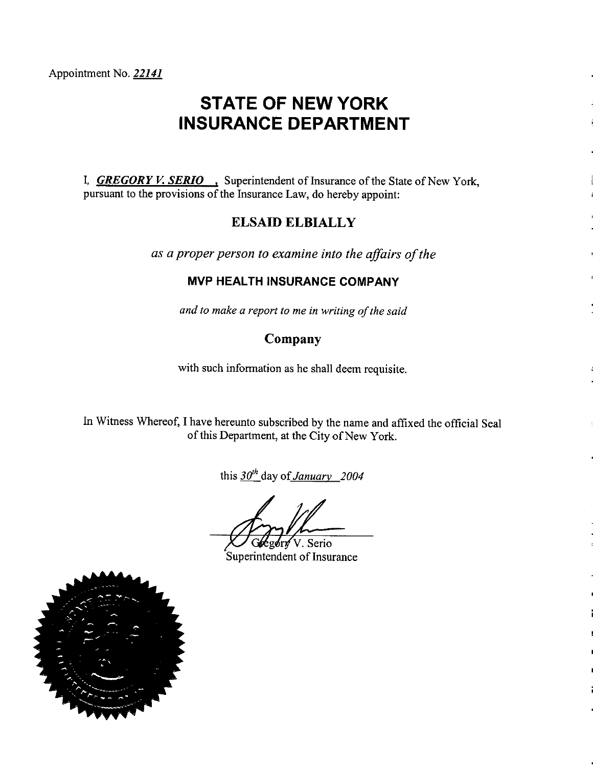Appointment No. *22141*

# STATE OF NEW YORK
# INSURANCE DEPARTMENT

I, ***GREGORY V. SERIO*** , Superintendent of Insurance of the State of New York, pursuant to the provisions of the Insurance Law, do hereby appoint:

**ELSAID ELBIALLY**

*as a proper person to examine into the affairs of the*

**MVP HEALTH INSURANCE COMPANY**

*and to make a report to me in writing of the said*

**Company**

with such information as he shall deem requisite.

In Witness Whereof, I have hereunto subscribed by the name and affixed the official Seal of this Department, at the City of New York.

this *30th* day of *January 2004*

Gregory V. Serio
Superintendent of Insurance